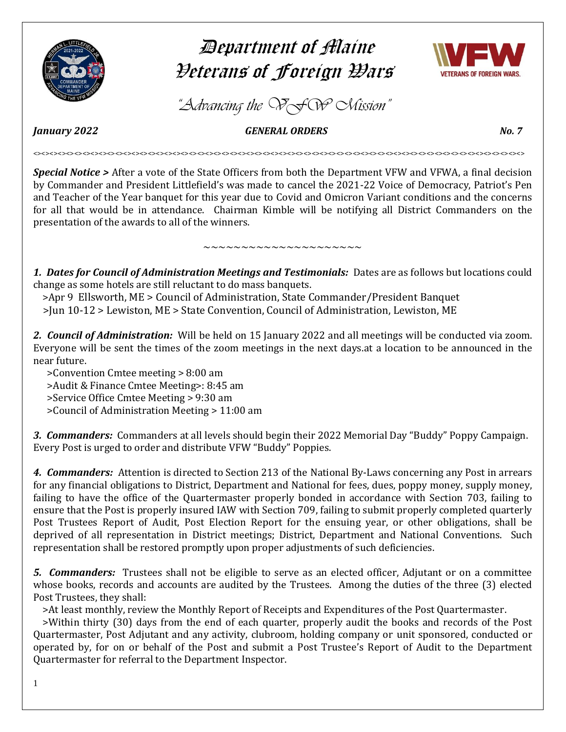# Department of Maine
# Veterans of Foreign Wars

*"Advancing the VFW Mission"*

***January 2022*** ***GENERAL ORDERS*** ***No. 7***

<><><><><><><><><><><><><><><><><><><><><><><><><><><><><><><><><><><><><><><><><><><><><><><><><><><><><><><><>

***Special Notice >*** After a vote of the State Officers from both the Department VFW and VFWA, a final decision by Commander and President Littlefield's was made to cancel the 2021-22 Voice of Democracy, Patriot's Pen and Teacher of the Year banquet for this year due to Covid and Omicron Variant conditions and the concerns for all that would be in attendance. Chairman Kimble will be notifying all District Commanders on the presentation of the awards to all of the winners.

~~~~~~~~~~~~~~~~~~~~~

***1. Dates for Council of Administration Meetings and Testimonials:*** Dates are as follows but locations could change as some hotels are still reluctant to do mass banquets.

>Apr 9 Ellsworth, ME > Council of Administration, State Commander/President Banquet
>Jun 10-12 > Lewiston, ME > State Convention, Council of Administration, Lewiston, ME

***2. Council of Administration:*** Will be held on 15 January 2022 and all meetings will be conducted via zoom. Everyone will be sent the times of the zoom meetings in the next days.at a location to be announced in the near future.

>Convention Cmtee meeting > 8:00 am
>Audit & Finance Cmtee Meeting>: 8:45 am
>Service Office Cmtee Meeting > 9:30 am
>Council of Administration Meeting > 11:00 am

***3. Commanders:*** Commanders at all levels should begin their 2022 Memorial Day "Buddy" Poppy Campaign. Every Post is urged to order and distribute VFW "Buddy" Poppies.

***4. Commanders:*** Attention is directed to Section 213 of the National By-Laws concerning any Post in arrears for any financial obligations to District, Department and National for fees, dues, poppy money, supply money, failing to have the office of the Quartermaster properly bonded in accordance with Section 703, failing to ensure that the Post is properly insured IAW with Section 709, failing to submit properly completed quarterly Post Trustees Report of Audit, Post Election Report for the ensuing year, or other obligations, shall be deprived of all representation in District meetings; District, Department and National Conventions. Such representation shall be restored promptly upon proper adjustments of such deficiencies.

***5. Commanders:*** Trustees shall not be eligible to serve as an elected officer, Adjutant or on a committee whose books, records and accounts are audited by the Trustees. Among the duties of the three (3) elected Post Trustees, they shall:

>At least monthly, review the Monthly Report of Receipts and Expenditures of the Post Quartermaster.
>Within thirty (30) days from the end of each quarter, properly audit the books and records of the Post Quartermaster, Post Adjutant and any activity, clubroom, holding company or unit sponsored, conducted or operated by, for on or behalf of the Post and submit a Post Trustee's Report of Audit to the Department Quartermaster for referral to the Department Inspector.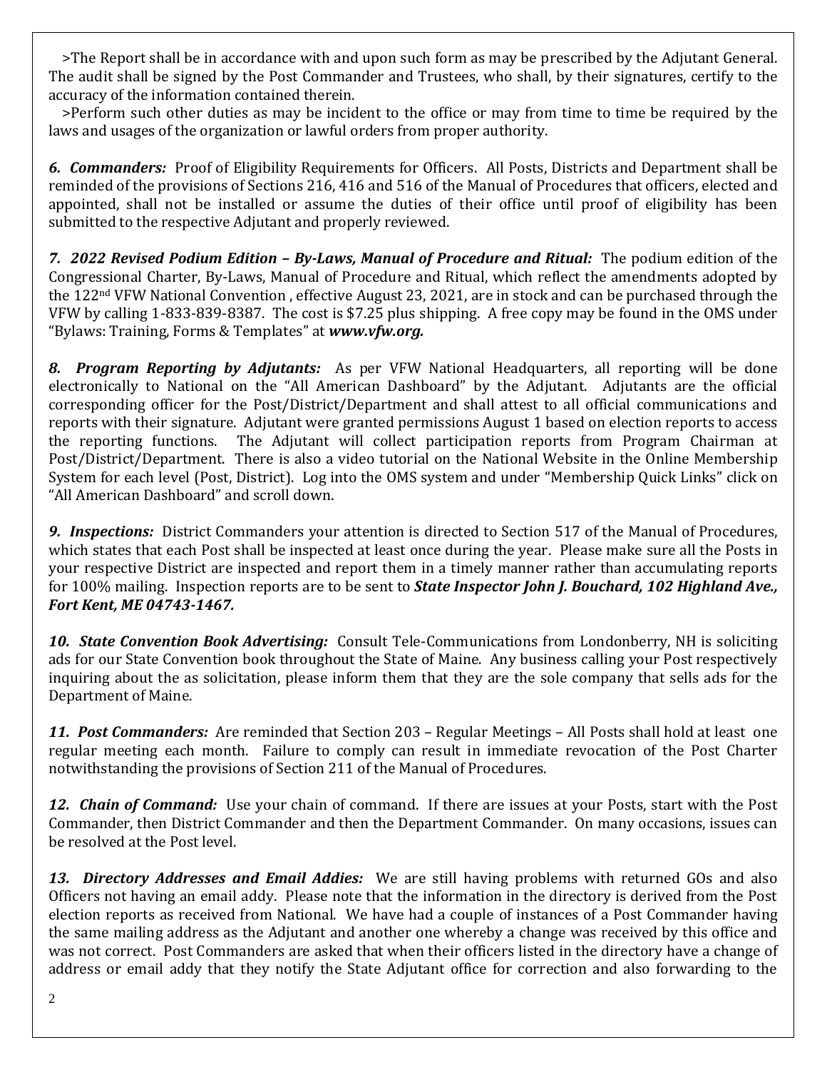>The Report shall be in accordance with and upon such form as may be prescribed by the Adjutant General. The audit shall be signed by the Post Commander and Trustees, who shall, by their signatures, certify to the accuracy of the information contained therein.

>Perform such other duties as may be incident to the office or may from time to time be required by the laws and usages of the organization or lawful orders from proper authority.

***6. Commanders:*** Proof of Eligibility Requirements for Officers. All Posts, Districts and Department shall be reminded of the provisions of Sections 216, 416 and 516 of the Manual of Procedures that officers, elected and appointed, shall not be installed or assume the duties of their office until proof of eligibility has been submitted to the respective Adjutant and properly reviewed.

***7. 2022 Revised Podium Edition – By-Laws, Manual of Procedure and Ritual:*** The podium edition of the Congressional Charter, By-Laws, Manual of Procedure and Ritual, which reflect the amendments adopted by the 122nd VFW National Convention , effective August 23, 2021, are in stock and can be purchased through the VFW by calling 1-833-839-8387. The cost is $7.25 plus shipping. A free copy may be found in the OMS under "Bylaws: Training, Forms & Templates" at ***www.vfw.org.***

***8. Program Reporting by Adjutants:*** As per VFW National Headquarters, all reporting will be done electronically to National on the "All American Dashboard" by the Adjutant. Adjutants are the official corresponding officer for the Post/District/Department and shall attest to all official communications and reports with their signature. Adjutant were granted permissions August 1 based on election reports to access the reporting functions. The Adjutant will collect participation reports from Program Chairman at Post/District/Department. There is also a video tutorial on the National Website in the Online Membership System for each level (Post, District). Log into the OMS system and under "Membership Quick Links" click on "All American Dashboard" and scroll down.

***9. Inspections:*** District Commanders your attention is directed to Section 517 of the Manual of Procedures, which states that each Post shall be inspected at least once during the year. Please make sure all the Posts in your respective District are inspected and report them in a timely manner rather than accumulating reports for 100% mailing. Inspection reports are to be sent to ***State Inspector John J. Bouchard, 102 Highland Ave., Fort Kent, ME 04743-1467.***

***10. State Convention Book Advertising:*** Consult Tele-Communications from Londonberry, NH is soliciting ads for our State Convention book throughout the State of Maine. Any business calling your Post respectively inquiring about the as solicitation, please inform them that they are the sole company that sells ads for the Department of Maine.

***11. Post Commanders:*** Are reminded that Section 203 – Regular Meetings – All Posts shall hold at least one regular meeting each month. Failure to comply can result in immediate revocation of the Post Charter notwithstanding the provisions of Section 211 of the Manual of Procedures.

***12. Chain of Command:*** Use your chain of command. If there are issues at your Posts, start with the Post Commander, then District Commander and then the Department Commander. On many occasions, issues can be resolved at the Post level.

***13. Directory Addresses and Email Addies:*** We are still having problems with returned GOs and also Officers not having an email addy. Please note that the information in the directory is derived from the Post election reports as received from National. We have had a couple of instances of a Post Commander having the same mailing address as the Adjutant and another one whereby a change was received by this office and was not correct. Post Commanders are asked that when their officers listed in the directory have a change of address or email addy that they notify the State Adjutant office for correction and also forwarding to the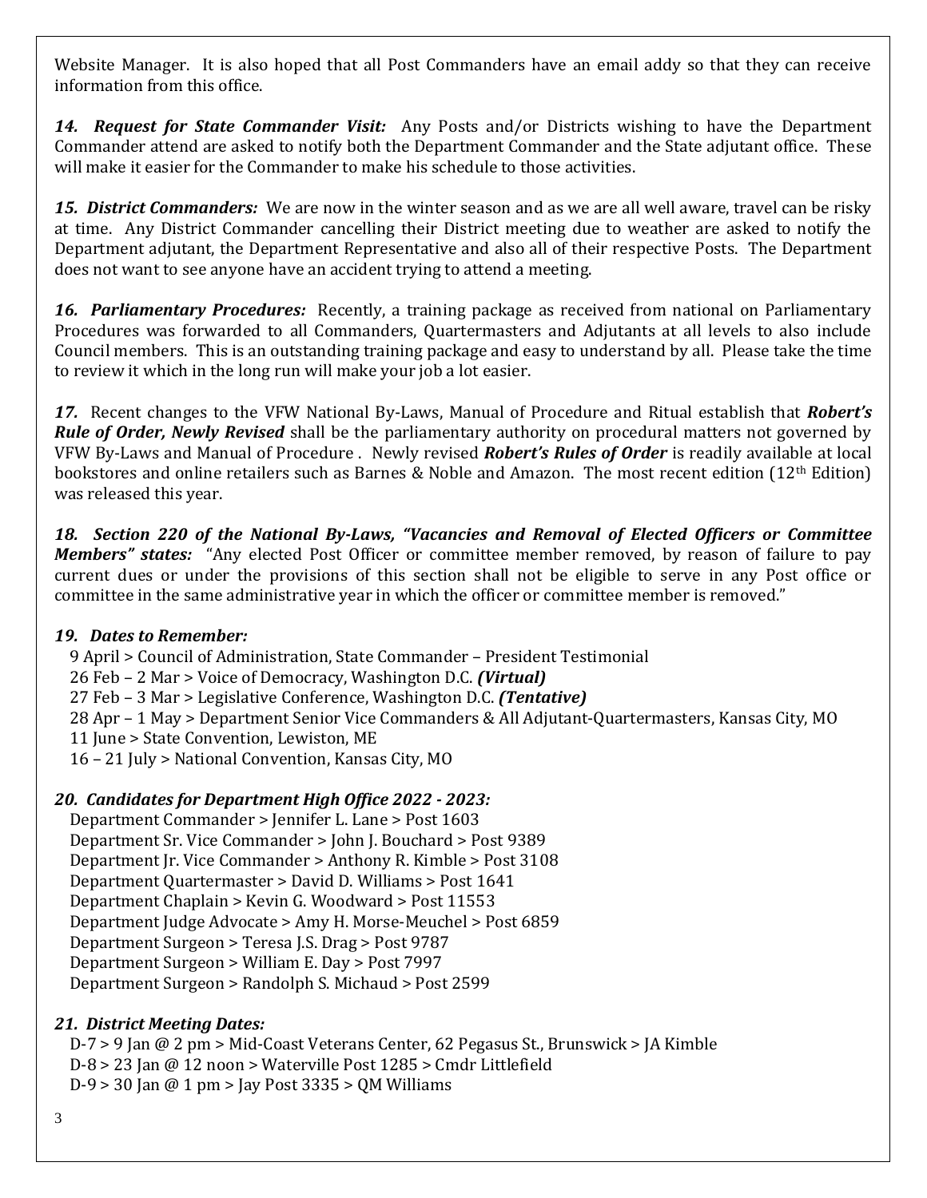Website Manager. It is also hoped that all Post Commanders have an email addy so that they can receive information from this office.

***14. Request for State Commander Visit:*** Any Posts and/or Districts wishing to have the Department Commander attend are asked to notify both the Department Commander and the State adjutant office. These will make it easier for the Commander to make his schedule to those activities.

***15. District Commanders:*** We are now in the winter season and as we are all well aware, travel can be risky at time. Any District Commander cancelling their District meeting due to weather are asked to notify the Department adjutant, the Department Representative and also all of their respective Posts. The Department does not want to see anyone have an accident trying to attend a meeting.

***16. Parliamentary Procedures:*** Recently, a training package as received from national on Parliamentary Procedures was forwarded to all Commanders, Quartermasters and Adjutants at all levels to also include Council members. This is an outstanding training package and easy to understand by all. Please take the time to review it which in the long run will make your job a lot easier.

***17.*** Recent changes to the VFW National By-Laws, Manual of Procedure and Ritual establish that ***Robert's Rule of Order, Newly Revised*** shall be the parliamentary authority on procedural matters not governed by VFW By-Laws and Manual of Procedure . Newly revised ***Robert's Rules of Order*** is readily available at local bookstores and online retailers such as Barnes & Noble and Amazon. The most recent edition (12th Edition) was released this year.

***18. Section 220 of the National By-Laws, "Vacancies and Removal of Elected Officers or Committee Members" states:*** "Any elected Post Officer or committee member removed, by reason of failure to pay current dues or under the provisions of this section shall not be eligible to serve in any Post office or committee in the same administrative year in which the officer or committee member is removed."

***19. Dates to Remember:***

9 April > Council of Administration, State Commander – President Testimonial
26 Feb – 2 Mar > Voice of Democracy, Washington D.C. ***(Virtual)***
27 Feb – 3 Mar > Legislative Conference, Washington D.C. ***(Tentative)***
28 Apr – 1 May > Department Senior Vice Commanders & All Adjutant-Quartermasters, Kansas City, MO
11 June > State Convention, Lewiston, ME
16 – 21 July > National Convention, Kansas City, MO

***20. Candidates for Department High Office 2022 - 2023:***

Department Commander > Jennifer L. Lane > Post 1603
Department Sr. Vice Commander > John J. Bouchard > Post 9389
Department Jr. Vice Commander > Anthony R. Kimble > Post 3108
Department Quartermaster > David D. Williams > Post 1641
Department Chaplain > Kevin G. Woodward > Post 11553
Department Judge Advocate > Amy H. Morse-Meuchel > Post 6859
Department Surgeon > Teresa J.S. Drag > Post 9787
Department Surgeon > William E. Day > Post 7997
Department Surgeon > Randolph S. Michaud > Post 2599

***21. District Meeting Dates:***

D-7 > 9 Jan @ 2 pm > Mid-Coast Veterans Center, 62 Pegasus St., Brunswick > JA Kimble
D-8 > 23 Jan @ 12 noon > Waterville Post 1285 > Cmdr Littlefield
D-9 > 30 Jan @ 1 pm > Jay Post 3335 > QM Williams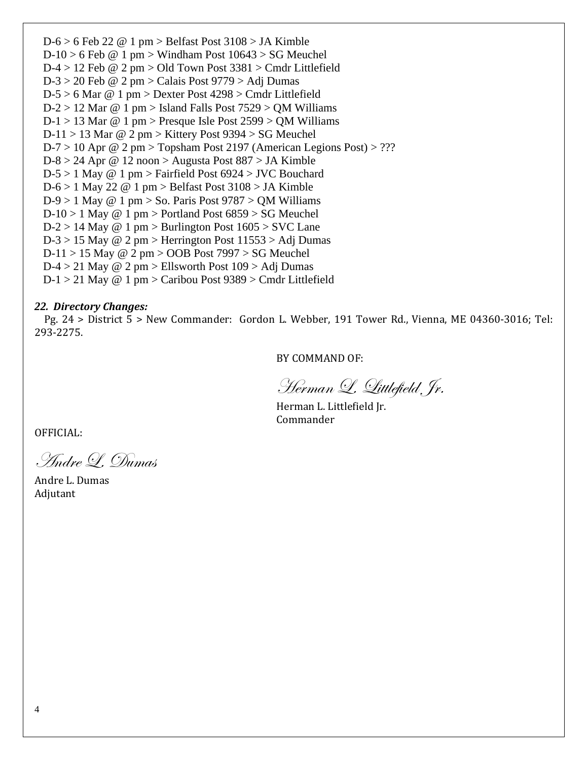D-6 > 6 Feb 22 @ 1 pm > Belfast Post 3108 > JA Kimble
D-10 > 6 Feb @ 1 pm > Windham Post 10643 > SG Meuchel
D-4 > 12 Feb @ 2 pm > Old Town Post 3381 > Cmdr Littlefield
D-3 > 20 Feb @ 2 pm > Calais Post 9779 > Adj Dumas
D-5 > 6 Mar @ 1 pm > Dexter Post 4298 > Cmdr Littlefield
D-2 > 12 Mar @ 1 pm > Island Falls Post 7529 > QM Williams
D-1 > 13 Mar @ 1 pm > Presque Isle Post 2599 > QM Williams
D-11 > 13 Mar @ 2 pm > Kittery Post 9394 > SG Meuchel
D-7 > 10 Apr @ 2 pm > Topsham Post 2197 (American Legions Post) > ???
D-8 > 24 Apr @ 12 noon > Augusta Post 887 > JA Kimble
D-5 > 1 May @ 1 pm > Fairfield Post 6924 > JVC Bouchard
D-6 > 1 May 22 @ 1 pm > Belfast Post 3108 > JA Kimble
D-9 > 1 May @ 1 pm > So. Paris Post 9787 > QM Williams
D-10 > 1 May @ 1 pm > Portland Post 6859 > SG Meuchel
D-2 > 14 May @ 1 pm > Burlington Post 1605 > SVC Lane
D-3 > 15 May @ 2 pm > Herrington Post 11553 > Adj Dumas
D-11 > 15 May @ 2 pm > OOB Post 7997 > SG Meuchel
D-4 > 21 May @ 2 pm > Ellsworth Post 109 > Adj Dumas
D-1 > 21 May @ 1 pm > Caribou Post 9389 > Cmdr Littlefield

***22. Directory Changes:***

Pg. 24 > District 5 > New Commander: Gordon L. Webber, 191 Tower Rd., Vienna, ME 04360-3016; Tel: 293-2275.

BY COMMAND OF:

*Herman L. Littlefield Jr.*

Herman L. Littlefield Jr.
Commander

OFFICIAL:

*Andre L. Dumas*

Andre L. Dumas
Adjutant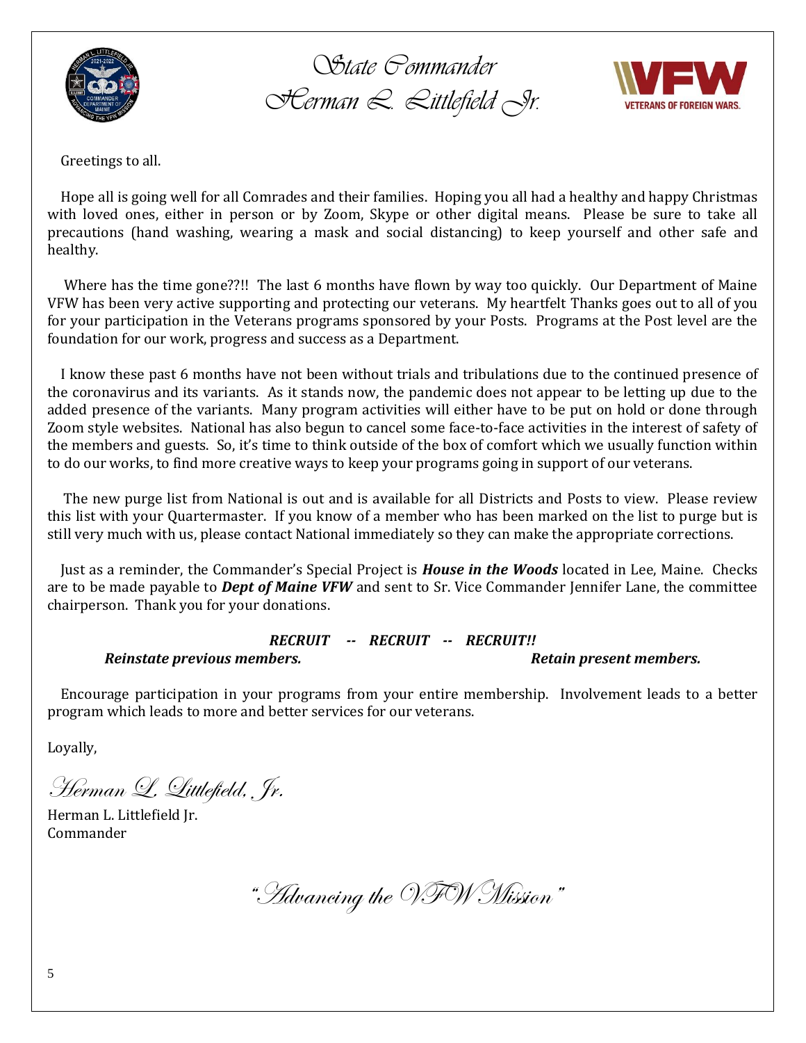# State Commander
# Herman L. Littlefield Jr.

Greetings to all.

Hope all is going well for all Comrades and their families. Hoping you all had a healthy and happy Christmas with loved ones, either in person or by Zoom, Skype or other digital means. Please be sure to take all precautions (hand washing, wearing a mask and social distancing) to keep yourself and other safe and healthy.

Where has the time gone??!! The last 6 months have flown by way too quickly. Our Department of Maine VFW has been very active supporting and protecting our veterans. My heartfelt Thanks goes out to all of you for your participation in the Veterans programs sponsored by your Posts. Programs at the Post level are the foundation for our work, progress and success as a Department.

I know these past 6 months have not been without trials and tribulations due to the continued presence of the coronavirus and its variants. As it stands now, the pandemic does not appear to be letting up due to the added presence of the variants. Many program activities will either have to be put on hold or done through Zoom style websites. National has also begun to cancel some face-to-face activities in the interest of safety of the members and guests. So, it's time to think outside of the box of comfort which we usually function within to do our works, to find more creative ways to keep your programs going in support of our veterans.

The new purge list from National is out and is available for all Districts and Posts to view. Please review this list with your Quartermaster. If you know of a member who has been marked on the list to purge but is still very much with us, please contact National immediately so they can make the appropriate corrections.

Just as a reminder, the Commander's Special Project is ***House in the Woods*** located in Lee, Maine. Checks are to be made payable to ***Dept of Maine VFW*** and sent to Sr. Vice Commander Jennifer Lane, the committee chairperson. Thank you for your donations.

***RECRUIT -- RECRUIT -- RECRUIT!!***

***Reinstate previous members.*** ***Retain present members.***

Encourage participation in your programs from your entire membership. Involvement leads to a better program which leads to more and better services for our veterans.

Loyally,

*Herman L. Littlefield, Jr.*

Herman L. Littlefield Jr.
Commander

*"Advancing the VFW Mission"*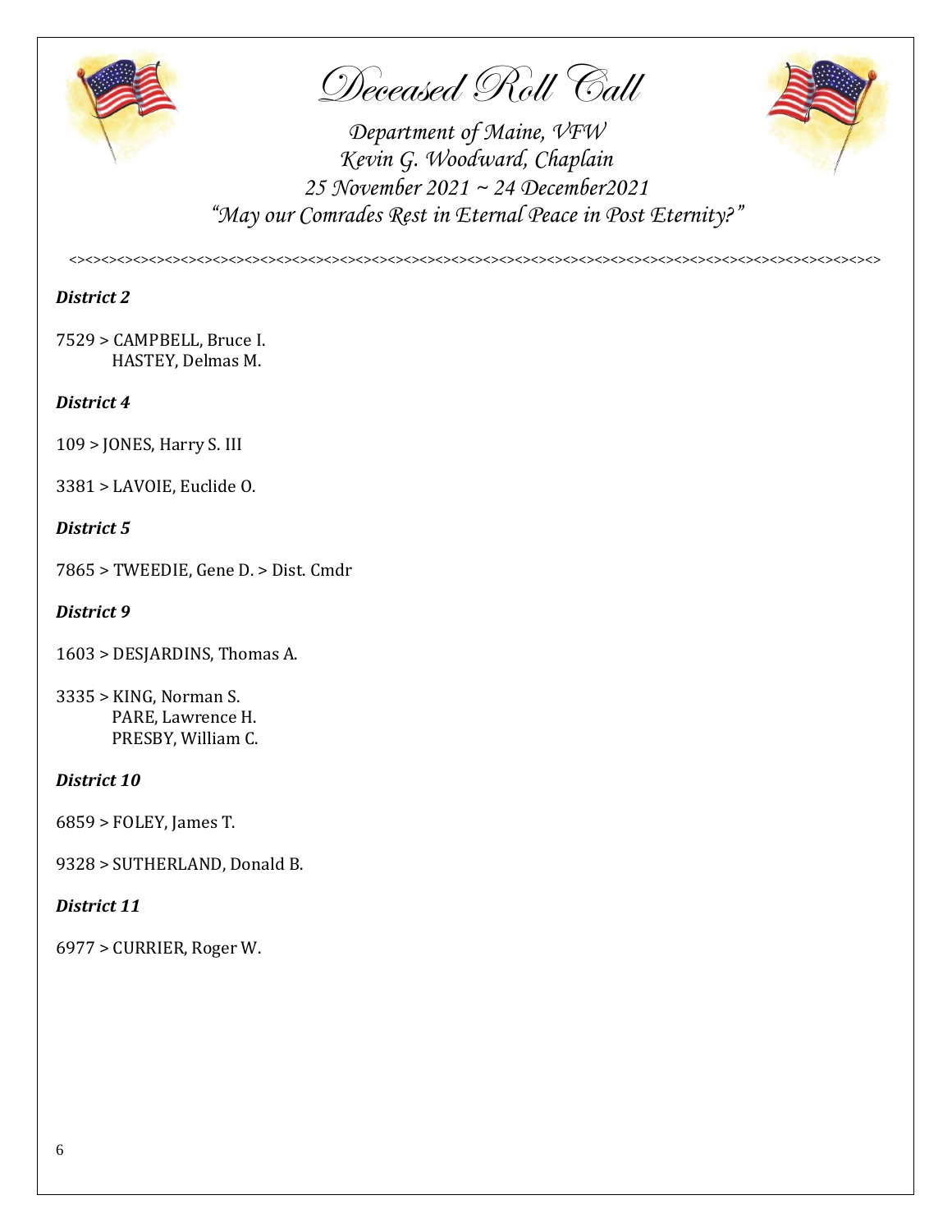# Deceased Roll Call

*Department of Maine, VFW*
*Kevin G. Woodward, Chaplain*
*25 November 2021 ~ 24 December2021*
*"May our Comrades Rest in Eternal Peace in Post Eternity?"*

<><><><><><><><><><><><><><><><><><><><><><><><><><><><><><><><><><><><><><><><><><><><><><><><><><>

***District 2***

7529 > CAMPBELL, Bruce I.
HASTEY, Delmas M.

***District 4***

109 > JONES, Harry S. III

3381 > LAVOIE, Euclide O.

***District 5***

7865 > TWEEDIE, Gene D. > Dist. Cmdr

***District 9***

1603 > DESJARDINS, Thomas A.

3335 > KING, Norman S.
PARE, Lawrence H.
PRESBY, William C.

***District 10***

6859 > FOLEY, James T.

9328 > SUTHERLAND, Donald B.

***District 11***

6977 > CURRIER, Roger W.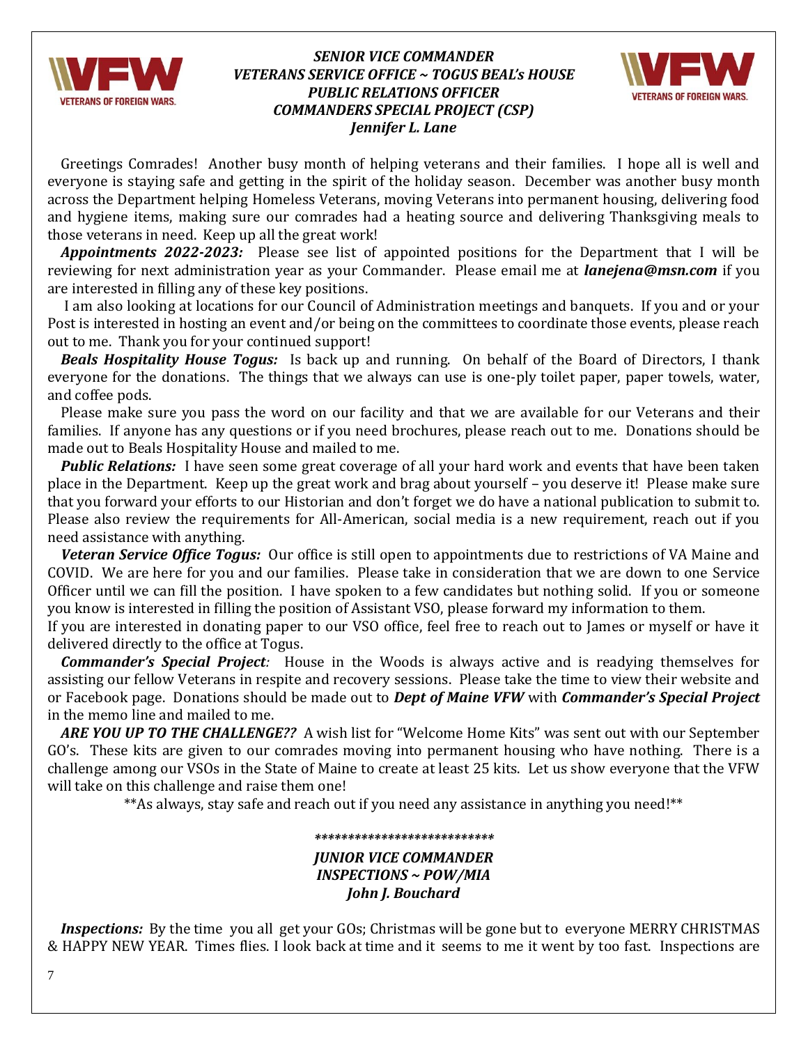### *SENIOR VICE COMMANDER*
### *VETERANS SERVICE OFFICE ~ TOGUS BEAL's HOUSE*
### *PUBLIC RELATIONS OFFICER*
### *COMMANDERS SPECIAL PROJECT (CSP)*
### *Jennifer L. Lane*

Greetings Comrades! Another busy month of helping veterans and their families. I hope all is well and everyone is staying safe and getting in the spirit of the holiday season. December was another busy month across the Department helping Homeless Veterans, moving Veterans into permanent housing, delivering food and hygiene items, making sure our comrades had a heating source and delivering Thanksgiving meals to those veterans in need. Keep up all the great work!

***Appointments 2022-2023:*** Please see list of appointed positions for the Department that I will be reviewing for next administration year as your Commander. Please email me at ***lanejena@msn.com*** if you are interested in filling any of these key positions.

I am also looking at locations for our Council of Administration meetings and banquets. If you and or your Post is interested in hosting an event and/or being on the committees to coordinate those events, please reach out to me. Thank you for your continued support!

***Beals Hospitality House Togus:*** Is back up and running. On behalf of the Board of Directors, I thank everyone for the donations. The things that we always can use is one-ply toilet paper, paper towels, water, and coffee pods.

Please make sure you pass the word on our facility and that we are available for our Veterans and their families. If anyone has any questions or if you need brochures, please reach out to me. Donations should be made out to Beals Hospitality House and mailed to me.

***Public Relations:*** I have seen some great coverage of all your hard work and events that have been taken place in the Department. Keep up the great work and brag about yourself – you deserve it! Please make sure that you forward your efforts to our Historian and don't forget we do have a national publication to submit to. Please also review the requirements for All-American, social media is a new requirement, reach out if you need assistance with anything.

***Veteran Service Office Togus:*** Our office is still open to appointments due to restrictions of VA Maine and COVID. We are here for you and our families. Please take in consideration that we are down to one Service Officer until we can fill the position. I have spoken to a few candidates but nothing solid. If you or someone you know is interested in filling the position of Assistant VSO, please forward my information to them.

If you are interested in donating paper to our VSO office, feel free to reach out to James or myself or have it delivered directly to the office at Togus.

***Commander's Special Project:*** House in the Woods is always active and is readying themselves for assisting our fellow Veterans in respite and recovery sessions. Please take the time to view their website and or Facebook page. Donations should be made out to ***Dept of Maine VFW*** with ***Commander's Special Project*** in the memo line and mailed to me.

***ARE YOU UP TO THE CHALLENGE??*** A wish list for "Welcome Home Kits" was sent out with our September GO's. These kits are given to our comrades moving into permanent housing who have nothing. There is a challenge among our VSOs in the State of Maine to create at least 25 kits. Let us show everyone that the VFW will take on this challenge and raise them one!

**As always, stay safe and reach out if you need any assistance in anything you need!**

***************************

### *JUNIOR VICE COMMANDER*
### *INSPECTIONS ~ POW/MIA*
### *John J. Bouchard*

***Inspections:*** By the time you all get your GOs; Christmas will be gone but to everyone MERRY CHRISTMAS & HAPPY NEW YEAR. Times flies. I look back at time and it seems to me it went by too fast. Inspections are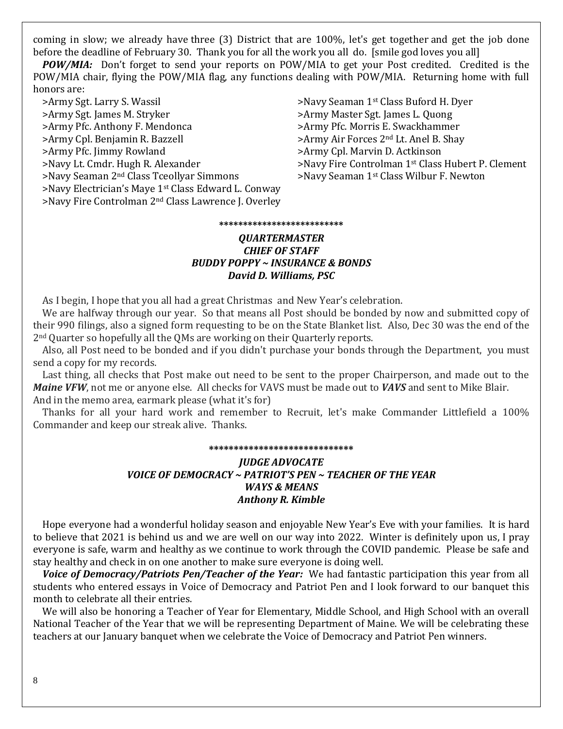coming in slow; we already have three (3) District that are 100%, let's get together and get the job done before the deadline of February 30. Thank you for all the work you all do. [smile god loves you all]

***POW/MIA:*** Don't forget to send your reports on POW/MIA to get your Post credited. Credited is the POW/MIA chair, flying the POW/MIA flag, any functions dealing with POW/MIA. Returning home with full honors are:

>Army Sgt. Larry S. Wassil
>Army Sgt. James M. Stryker
>Army Pfc. Anthony F. Mendonca
>Army Cpl. Benjamin R. Bazzell
>Army Pfc. Jimmy Rowland
>Navy Lt. Cmdr. Hugh R. Alexander
>Navy Seaman 2nd Class Tceollyar Simmons
>Navy Electrician's Maye 1st Class Edward L. Conway
>Navy Fire Controlman 2nd Class Lawrence J. Overley
>Navy Seaman 1st Class Buford H. Dyer
>Army Master Sgt. James L. Quong
>Army Pfc. Morris E. Swackhammer
>Army Air Forces 2nd Lt. Anel B. Shay
>Army Cpl. Marvin D. Actkinson
>Navy Fire Controlman 1st Class Hubert P. Clement
>Navy Seaman 1st Class Wilbur F. Newton

**************************

***QUARTERMASTER***
***CHIEF OF STAFF***
***BUDDY POPPY ~ INSURANCE & BONDS***
***David D. Williams, PSC***

As I begin, I hope that you all had a great Christmas and New Year's celebration.

We are halfway through our year. So that means all Post should be bonded by now and submitted copy of their 990 filings, also a signed form requesting to be on the State Blanket list. Also, Dec 30 was the end of the 2nd Quarter so hopefully all the QMs are working on their Quarterly reports.

Also, all Post need to be bonded and if you didn't purchase your bonds through the Department, you must send a copy for my records.

Last thing, all checks that Post make out need to be sent to the proper Chairperson, and made out to the ***Maine VFW***, not me or anyone else. All checks for VAVS must be made out to ***VAVS*** and sent to Mike Blair. And in the memo area, earmark please (what it's for)

Thanks for all your hard work and remember to Recruit, let's make Commander Littlefield a 100% Commander and keep our streak alive. Thanks.

*****************************

***JUDGE ADVOCATE***
***VOICE OF DEMOCRACY ~ PATRIOT'S PEN ~ TEACHER OF THE YEAR***
***WAYS & MEANS***
***Anthony R. Kimble***

Hope everyone had a wonderful holiday season and enjoyable New Year's Eve with your families. It is hard to believe that 2021 is behind us and we are well on our way into 2022. Winter is definitely upon us, I pray everyone is safe, warm and healthy as we continue to work through the COVID pandemic. Please be safe and stay healthy and check in on one another to make sure everyone is doing well.

***Voice of Democracy/Patriots Pen/Teacher of the Year:*** We had fantastic participation this year from all students who entered essays in Voice of Democracy and Patriot Pen and I look forward to our banquet this month to celebrate all their entries.

We will also be honoring a Teacher of Year for Elementary, Middle School, and High School with an overall National Teacher of the Year that we will be representing Department of Maine. We will be celebrating these teachers at our January banquet when we celebrate the Voice of Democracy and Patriot Pen winners.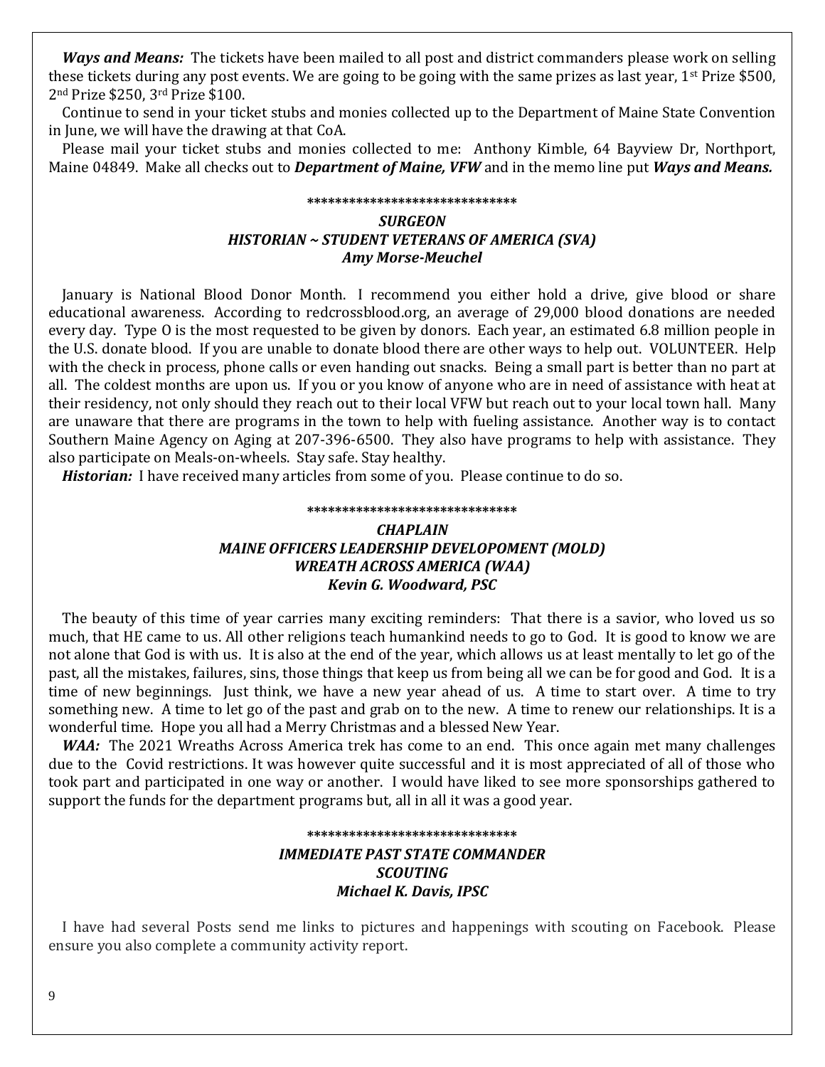***Ways and Means:*** The tickets have been mailed to all post and district commanders please work on selling these tickets during any post events. We are going to be going with the same prizes as last year, 1st Prize $500, 2nd Prize $250, 3rd Prize $100.

Continue to send in your ticket stubs and monies collected up to the Department of Maine State Convention in June, we will have the drawing at that CoA.

Please mail your ticket stubs and monies collected to me: Anthony Kimble, 64 Bayview Dr, Northport, Maine 04849. Make all checks out to ***Department of Maine, VFW*** and in the memo line put ***Ways and Means.***

\*\*\*\*\*\*\*\*\*\*\*\*\*\*\*\*\*\*\*\*\*\*\*\*\*\*\*\*\*\*

### *SURGEON*
### *HISTORIAN ~ STUDENT VETERANS OF AMERICA (SVA)*
### *Amy Morse-Meuchel*

January is National Blood Donor Month. I recommend you either hold a drive, give blood or share educational awareness. According to redcrossblood.org, an average of 29,000 blood donations are needed every day. Type O is the most requested to be given by donors. Each year, an estimated 6.8 million people in the U.S. donate blood. If you are unable to donate blood there are other ways to help out. VOLUNTEER. Help with the check in process, phone calls or even handing out snacks. Being a small part is better than no part at all. The coldest months are upon us. If you or you know of anyone who are in need of assistance with heat at their residency, not only should they reach out to their local VFW but reach out to your local town hall. Many are unaware that there are programs in the town to help with fueling assistance. Another way is to contact Southern Maine Agency on Aging at 207-396-6500. They also have programs to help with assistance. They also participate on Meals-on-wheels. Stay safe. Stay healthy.

***Historian:*** I have received many articles from some of you. Please continue to do so.

\*\*\*\*\*\*\*\*\*\*\*\*\*\*\*\*\*\*\*\*\*\*\*\*\*\*\*\*\*\*

### *CHAPLAIN*
### *MAINE OFFICERS LEADERSHIP DEVELOPOMENT (MOLD)*
### *WREATH ACROSS AMERICA (WAA)*
### *Kevin G. Woodward, PSC*

The beauty of this time of year carries many exciting reminders: That there is a savior, who loved us so much, that HE came to us. All other religions teach humankind needs to go to God. It is good to know we are not alone that God is with us. It is also at the end of the year, which allows us at least mentally to let go of the past, all the mistakes, failures, sins, those things that keep us from being all we can be for good and God. It is a time of new beginnings. Just think, we have a new year ahead of us. A time to start over. A time to try something new. A time to let go of the past and grab on to the new. A time to renew our relationships. It is a wonderful time. Hope you all had a Merry Christmas and a blessed New Year.

***WAA:*** The 2021 Wreaths Across America trek has come to an end. This once again met many challenges due to the Covid restrictions. It was however quite successful and it is most appreciated of all of those who took part and participated in one way or another. I would have liked to see more sponsorships gathered to support the funds for the department programs but, all in all it was a good year.

\*\*\*\*\*\*\*\*\*\*\*\*\*\*\*\*\*\*\*\*\*\*\*\*\*\*\*\*\*\*

### *IMMEDIATE PAST STATE COMMANDER*
### *SCOUTING*
### *Michael K. Davis, IPSC*

I have had several Posts send me links to pictures and happenings with scouting on Facebook. Please ensure you also complete a community activity report.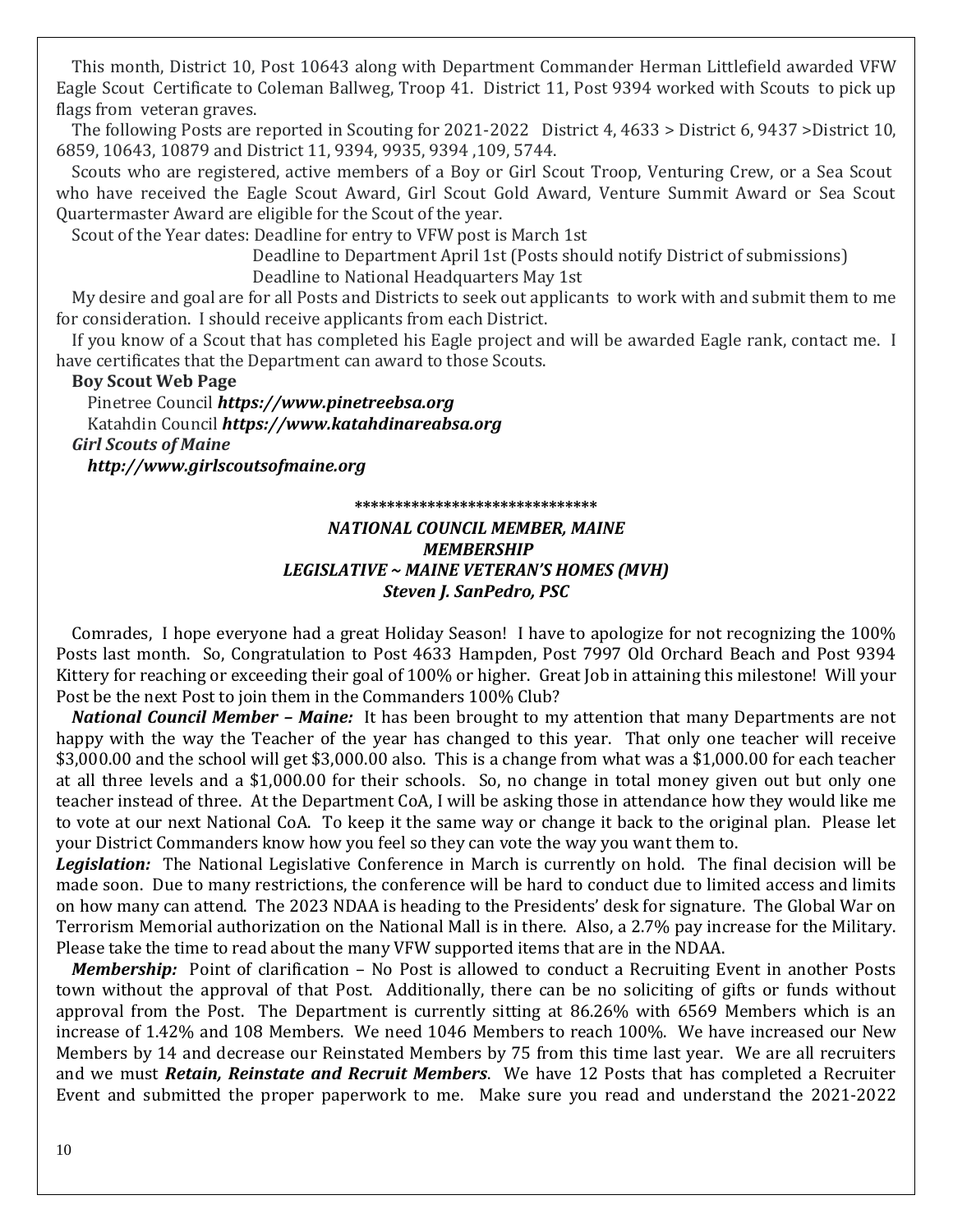This month, District 10, Post 10643 along with Department Commander Herman Littlefield awarded VFW Eagle Scout Certificate to Coleman Ballweg, Troop 41. District 11, Post 9394 worked with Scouts to pick up flags from veteran graves.

The following Posts are reported in Scouting for 2021-2022 District 4, 4633 > District 6, 9437 >District 10, 6859, 10643, 10879 and District 11, 9394, 9935, 9394 ,109, 5744.

Scouts who are registered, active members of a Boy or Girl Scout Troop, Venturing Crew, or a Sea Scout who have received the Eagle Scout Award, Girl Scout Gold Award, Venture Summit Award or Sea Scout Quartermaster Award are eligible for the Scout of the year.

Scout of the Year dates: Deadline for entry to VFW post is March 1st

Deadline to Department April 1st (Posts should notify District of submissions)

Deadline to National Headquarters May 1st

My desire and goal are for all Posts and Districts to seek out applicants to work with and submit them to me for consideration. I should receive applicants from each District.

If you know of a Scout that has completed his Eagle project and will be awarded Eagle rank, contact me. I have certificates that the Department can award to those Scouts.

**Boy Scout Web Page**

Pinetree Council ***https://www.pinetreebsa.org***

Katahdin Council ***https://www.katahdinareabsa.org***

***Girl Scouts of Maine***

***http://www.girlscoutsofmaine.org***

******************************

***NATIONAL COUNCIL MEMBER, MAINE***
***MEMBERSHIP***
***LEGISLATIVE ~ MAINE VETERAN'S HOMES (MVH)***
***Steven J. SanPedro, PSC***

Comrades, I hope everyone had a great Holiday Season! I have to apologize for not recognizing the 100% Posts last month. So, Congratulation to Post 4633 Hampden, Post 7997 Old Orchard Beach and Post 9394 Kittery for reaching or exceeding their goal of 100% or higher. Great Job in attaining this milestone! Will your Post be the next Post to join them in the Commanders 100% Club?

***National Council Member – Maine:*** It has been brought to my attention that many Departments are not happy with the way the Teacher of the year has changed to this year. That only one teacher will receive $3,000.00 and the school will get $3,000.00 also. This is a change from what was a $1,000.00 for each teacher at all three levels and a $1,000.00 for their schools. So, no change in total money given out but only one teacher instead of three. At the Department CoA, I will be asking those in attendance how they would like me to vote at our next National CoA. To keep it the same way or change it back to the original plan. Please let your District Commanders know how you feel so they can vote the way you want them to.

***Legislation:*** The National Legislative Conference in March is currently on hold. The final decision will be made soon. Due to many restrictions, the conference will be hard to conduct due to limited access and limits on how many can attend. The 2023 NDAA is heading to the Presidents' desk for signature. The Global War on Terrorism Memorial authorization on the National Mall is in there. Also, a 2.7% pay increase for the Military. Please take the time to read about the many VFW supported items that are in the NDAA.

***Membership:*** Point of clarification – No Post is allowed to conduct a Recruiting Event in another Posts town without the approval of that Post. Additionally, there can be no soliciting of gifts or funds without approval from the Post. The Department is currently sitting at 86.26% with 6569 Members which is an increase of 1.42% and 108 Members. We need 1046 Members to reach 100%. We have increased our New Members by 14 and decrease our Reinstated Members by 75 from this time last year. We are all recruiters and we must ***Retain, Reinstate and Recruit Members***. We have 12 Posts that has completed a Recruiter Event and submitted the proper paperwork to me. Make sure you read and understand the 2021-2022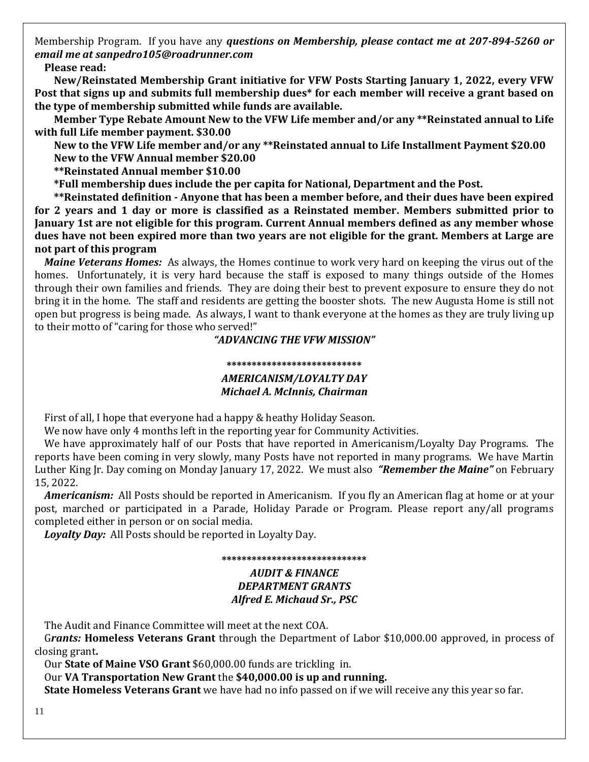Membership Program. If you have any ***questions on Membership, please contact me at 207-894-5260 or email me at sanpedro105@roadrunner.com***

**Please read:**

**New/Reinstated Membership Grant initiative for VFW Posts Starting January 1, 2022, every VFW Post that signs up and submits full membership dues* for each member will receive a grant based on the type of membership submitted while funds are available.**

**Member Type Rebate Amount New to the VFW Life member and/or any **Reinstated annual to Life with full Life member payment. $30.00**

**New to the VFW Life member and/or any **Reinstated annual to Life Installment Payment $20.00**

**New to the VFW Annual member $20.00**

****Reinstated Annual member $10.00**

***Full membership dues include the per capita for National, Department and the Post.**

****Reinstated definition - Anyone that has been a member before, and their dues have been expired for 2 years and 1 day or more is classified as a Reinstated member. Members submitted prior to January 1st are not eligible for this program. Current Annual members defined as any member whose dues have not been expired more than two years are not eligible for the grant. Members at Large are not part of this program**

***Maine Veterans Homes:*** As always, the Homes continue to work very hard on keeping the virus out of the homes. Unfortunately, it is very hard because the staff is exposed to many things outside of the Homes through their own families and friends. They are doing their best to prevent exposure to ensure they do not bring it in the home. The staff and residents are getting the booster shots. The new Augusta Home is still not open but progress is being made. As always, I want to thank everyone at the homes as they are truly living up to their motto of "caring for those who served!"

***"ADVANCING THE VFW MISSION"***

***************************

***AMERICANISM/LOYALTY DAY***
***Michael A. McInnis, Chairman***

First of all, I hope that everyone had a happy & heathy Holiday Season.

We now have only 4 months left in the reporting year for Community Activities.

We have approximately half of our Posts that have reported in Americanism/Loyalty Day Programs. The reports have been coming in very slowly, many Posts have not reported in many programs. We have Martin Luther King Jr. Day coming on Monday January 17, 2022. We must also ***"Remember the Maine"*** on February 15, 2022.

***Americanism:*** All Posts should be reported in Americanism. If you fly an American flag at home or at your post, marched or participated in a Parade, Holiday Parade or Program. Please report any/all programs completed either in person or on social media.

***Loyalty Day:*** All Posts should be reported in Loyalty Day.

*****************************

***AUDIT & FINANCE***
***DEPARTMENT GRANTS***
***Alfred E. Michaud Sr., PSC***

The Audit and Finance Committee will meet at the next COA.

G***rants:*** **Homeless Veterans Grant** through the Department of Labor $10,000.00 approved, in process of closing grant**.**

Our **State of Maine VSO Grant** $60,000.00 funds are trickling in.

Our **VA Transportation New Grant** the **$40,000.00 is up and running.**

**State Homeless Veterans Grant** we have had no info passed on if we will receive any this year so far.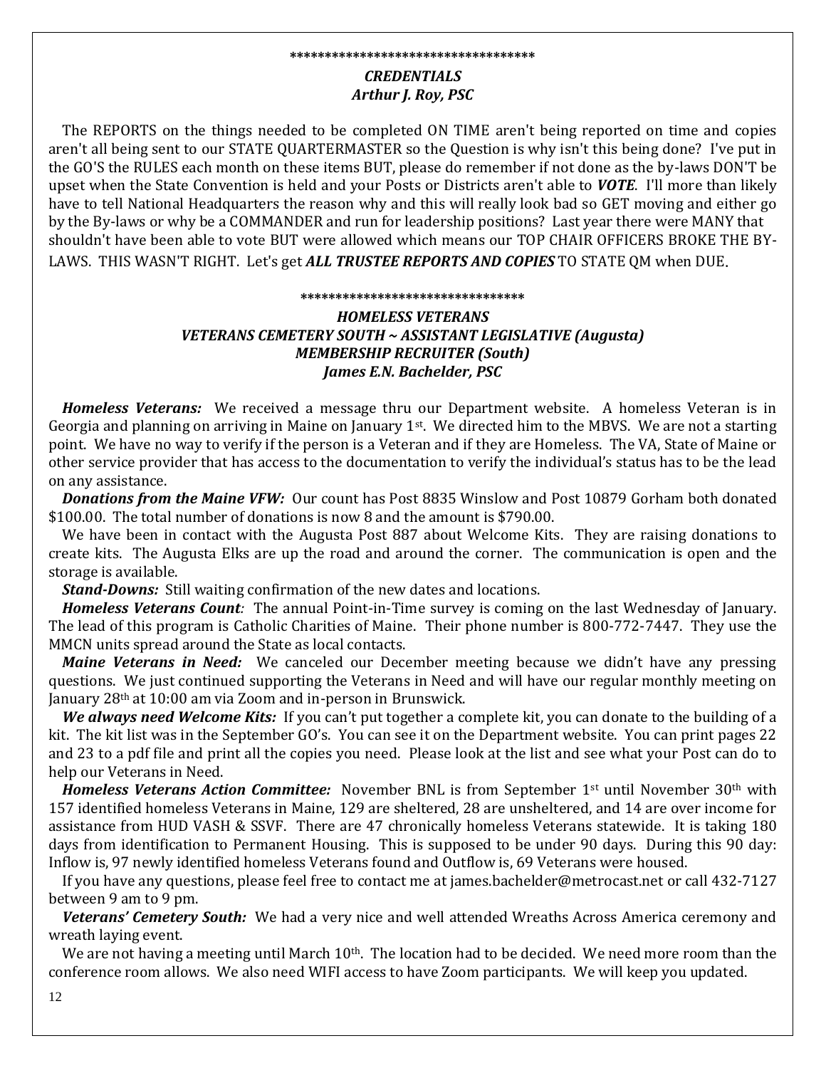\*\*\*\*\*\*\*\*\*\*\*\*\*\*\*\*\*\*\*\*\*\*\*\*\*\*\*\*\*\*\*\*\*\*\*

***CREDENTIALS***
***Arthur J. Roy, PSC***

The REPORTS on the things needed to be completed ON TIME aren't being reported on time and copies aren't all being sent to our STATE QUARTERMASTER so the Question is why isn't this being done? I've put in the GO'S the RULES each month on these items BUT, please do remember if not done as the by-laws DON'T be upset when the State Convention is held and your Posts or Districts aren't able to ***VOTE***. I'll more than likely have to tell National Headquarters the reason why and this will really look bad so GET moving and either go by the By-laws or why be a COMMANDER and run for leadership positions? Last year there were MANY that shouldn't have been able to vote BUT were allowed which means our TOP CHAIR OFFICERS BROKE THE BY-LAWS. THIS WASN'T RIGHT. Let's get ***ALL TRUSTEE REPORTS AND COPIES*** TO STATE QM when DUE.

\*\*\*\*\*\*\*\*\*\*\*\*\*\*\*\*\*\*\*\*\*\*\*\*\*\*\*\*\*\*\*\*

***HOMELESS VETERANS***
***VETERANS CEMETERY SOUTH ~ ASSISTANT LEGISLATIVE (Augusta)***
***MEMBERSHIP RECRUITER (South)***
***James E.N. Bachelder, PSC***

***Homeless Veterans:*** We received a message thru our Department website. A homeless Veteran is in Georgia and planning on arriving in Maine on January 1st. We directed him to the MBVS. We are not a starting point. We have no way to verify if the person is a Veteran and if they are Homeless. The VA, State of Maine or other service provider that has access to the documentation to verify the individual's status has to be the lead on any assistance.

***Donations from the Maine VFW:*** Our count has Post 8835 Winslow and Post 10879 Gorham both donated $100.00. The total number of donations is now 8 and the amount is $790.00.

We have been in contact with the Augusta Post 887 about Welcome Kits. They are raising donations to create kits. The Augusta Elks are up the road and around the corner. The communication is open and the storage is available.

***Stand-Downs:*** Still waiting confirmation of the new dates and locations.

***Homeless Veterans Count:*** The annual Point-in-Time survey is coming on the last Wednesday of January. The lead of this program is Catholic Charities of Maine. Their phone number is 800-772-7447. They use the MMCN units spread around the State as local contacts.

***Maine Veterans in Need:*** We canceled our December meeting because we didn't have any pressing questions. We just continued supporting the Veterans in Need and will have our regular monthly meeting on January 28th at 10:00 am via Zoom and in-person in Brunswick.

***We always need Welcome Kits:*** If you can't put together a complete kit, you can donate to the building of a kit. The kit list was in the September GO's. You can see it on the Department website. You can print pages 22 and 23 to a pdf file and print all the copies you need. Please look at the list and see what your Post can do to help our Veterans in Need.

***Homeless Veterans Action Committee:*** November BNL is from September 1st until November 30th with 157 identified homeless Veterans in Maine, 129 are sheltered, 28 are unsheltered, and 14 are over income for assistance from HUD VASH & SSVF. There are 47 chronically homeless Veterans statewide. It is taking 180 days from identification to Permanent Housing. This is supposed to be under 90 days. During this 90 day: Inflow is, 97 newly identified homeless Veterans found and Outflow is, 69 Veterans were housed.

If you have any questions, please feel free to contact me at james.bachelder@metrocast.net or call 432-7127 between 9 am to 9 pm.

***Veterans' Cemetery South:*** We had a very nice and well attended Wreaths Across America ceremony and wreath laying event.

We are not having a meeting until March 10th. The location had to be decided. We need more room than the conference room allows. We also need WIFI access to have Zoom participants. We will keep you updated.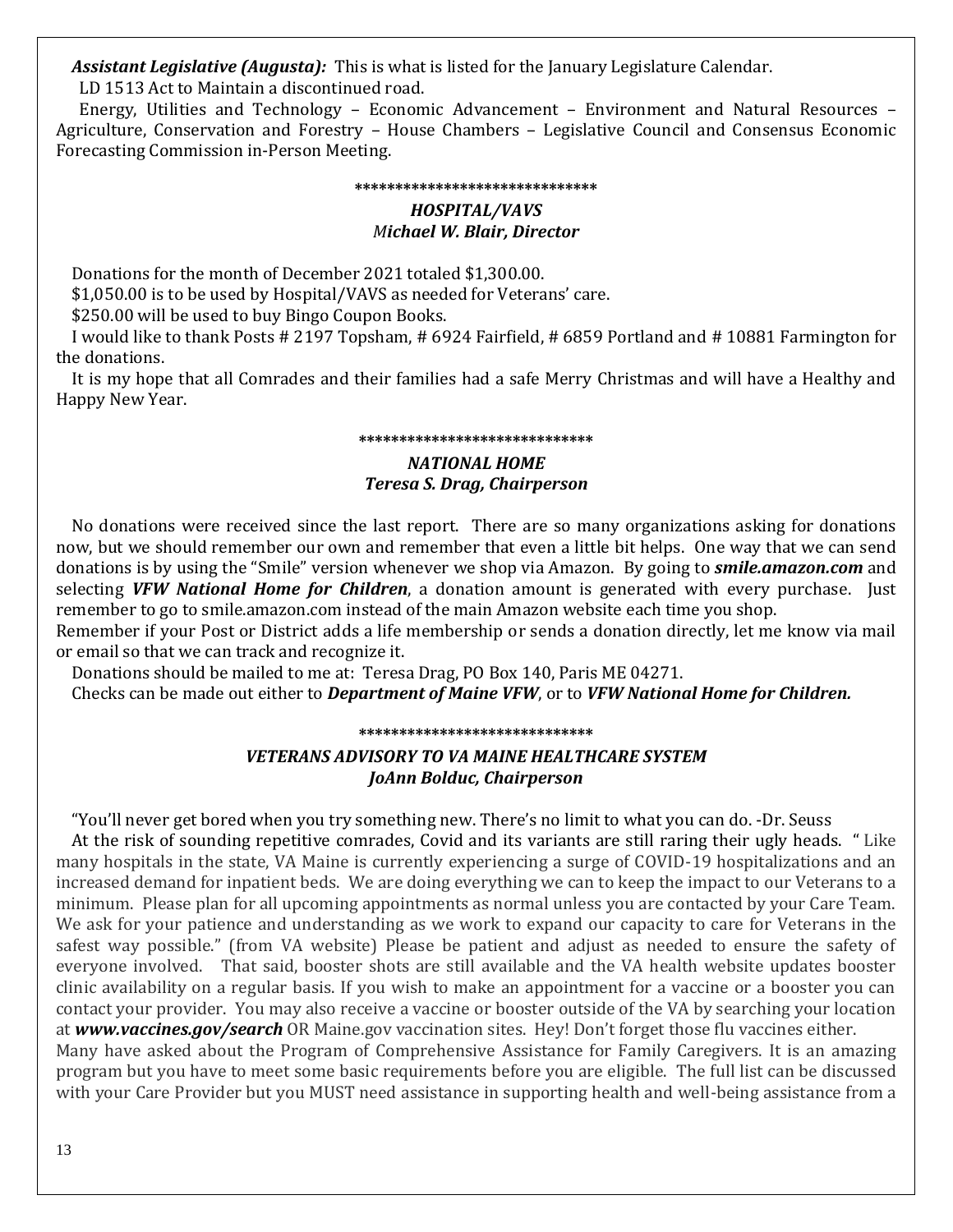***Assistant Legislative (Augusta):*** This is what is listed for the January Legislature Calendar.

LD 1513 Act to Maintain a discontinued road.

Energy, Utilities and Technology – Economic Advancement – Environment and Natural Resources – Agriculture, Conservation and Forestry – House Chambers – Legislative Council and Consensus Economic Forecasting Commission in-Person Meeting.

******************************

### *HOSPITAL/VAVS*
### *Michael W. Blair, Director*

Donations for the month of December 2021 totaled $1,300.00.

$1,050.00 is to be used by Hospital/VAVS as needed for Veterans' care.

$250.00 will be used to buy Bingo Coupon Books.

I would like to thank Posts # 2197 Topsham, # 6924 Fairfield, # 6859 Portland and # 10881 Farmington for the donations.

It is my hope that all Comrades and their families had a safe Merry Christmas and will have a Healthy and Happy New Year.

*****************************

### *NATIONAL HOME*
### *Teresa S. Drag, Chairperson*

No donations were received since the last report. There are so many organizations asking for donations now, but we should remember our own and remember that even a little bit helps. One way that we can send donations is by using the "Smile" version whenever we shop via Amazon. By going to ***smile.amazon.com*** and selecting ***VFW National Home for Children***, a donation amount is generated with every purchase. Just remember to go to smile.amazon.com instead of the main Amazon website each time you shop.

Remember if your Post or District adds a life membership or sends a donation directly, let me know via mail or email so that we can track and recognize it.

Donations should be mailed to me at: Teresa Drag, PO Box 140, Paris ME 04271.

Checks can be made out either to ***Department of Maine VFW***, or to ***VFW National Home for Children.***

*****************************

### *VETERANS ADVISORY TO VA MAINE HEALTHCARE SYSTEM*
### *JoAnn Bolduc, Chairperson*

"You'll never get bored when you try something new. There's no limit to what you can do. -Dr. Seuss

At the risk of sounding repetitive comrades, Covid and its variants are still raring their ugly heads. " Like many hospitals in the state, VA Maine is currently experiencing a surge of COVID-19 hospitalizations and an increased demand for inpatient beds. We are doing everything we can to keep the impact to our Veterans to a minimum. Please plan for all upcoming appointments as normal unless you are contacted by your Care Team. We ask for your patience and understanding as we work to expand our capacity to care for Veterans in the safest way possible." (from VA website) Please be patient and adjust as needed to ensure the safety of everyone involved. That said, booster shots are still available and the VA health website updates booster clinic availability on a regular basis. If you wish to make an appointment for a vaccine or a booster you can contact your provider. You may also receive a vaccine or booster outside of the VA by searching your location at ***www.vaccines.gov/search*** OR Maine.gov vaccination sites. Hey! Don't forget those flu vaccines either.

Many have asked about the Program of Comprehensive Assistance for Family Caregivers. It is an amazing program but you have to meet some basic requirements before you are eligible. The full list can be discussed with your Care Provider but you MUST need assistance in supporting health and well-being assistance from a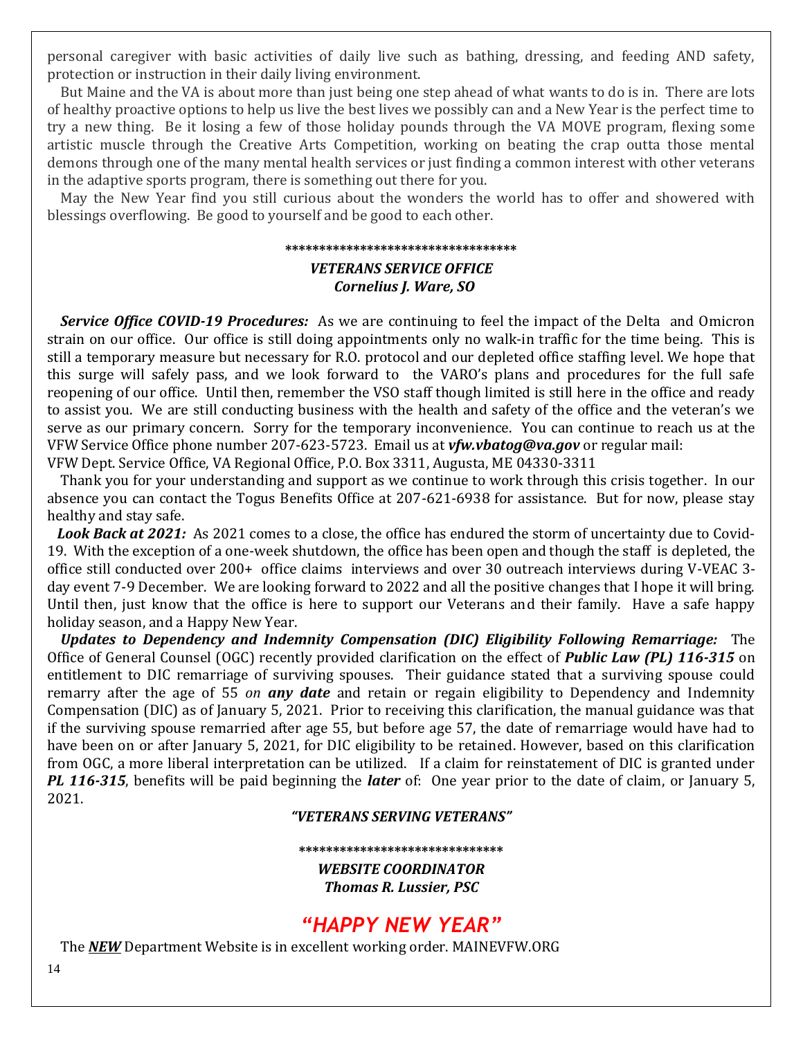personal caregiver with basic activities of daily live such as bathing, dressing, and feeding AND safety, protection or instruction in their daily living environment.

But Maine and the VA is about more than just being one step ahead of what wants to do is in. There are lots of healthy proactive options to help us live the best lives we possibly can and a New Year is the perfect time to try a new thing. Be it losing a few of those holiday pounds through the VA MOVE program, flexing some artistic muscle through the Creative Arts Competition, working on beating the crap outta those mental demons through one of the many mental health services or just finding a common interest with other veterans in the adaptive sports program, there is something out there for you.

May the New Year find you still curious about the wonders the world has to offer and showered with blessings overflowing. Be good to yourself and be good to each other.

**********************************

***VETERANS SERVICE OFFICE***
***Cornelius J. Ware, SO***

***Service Office COVID-19 Procedures:*** As we are continuing to feel the impact of the Delta and Omicron strain on our office. Our office is still doing appointments only no walk-in traffic for the time being. This is still a temporary measure but necessary for R.O. protocol and our depleted office staffing level. We hope that this surge will safely pass, and we look forward to the VARO's plans and procedures for the full safe reopening of our office. Until then, remember the VSO staff though limited is still here in the office and ready to assist you. We are still conducting business with the health and safety of the office and the veteran's we serve as our primary concern. Sorry for the temporary inconvenience. You can continue to reach us at the VFW Service Office phone number 207-623-5723. Email us at ***vfw.vbatog@va.gov*** or regular mail: VFW Dept. Service Office, VA Regional Office, P.O. Box 3311, Augusta, ME 04330-3311

Thank you for your understanding and support as we continue to work through this crisis together. In our absence you can contact the Togus Benefits Office at 207-621-6938 for assistance. But for now, please stay healthy and stay safe.

***Look Back at 2021:*** As 2021 comes to a close, the office has endured the storm of uncertainty due to Covid-19. With the exception of a one-week shutdown, the office has been open and though the staff is depleted, the office still conducted over 200+ office claims interviews and over 30 outreach interviews during V-VEAC 3-day event 7-9 December. We are looking forward to 2022 and all the positive changes that I hope it will bring. Until then, just know that the office is here to support our Veterans and their family. Have a safe happy holiday season, and a Happy New Year.

***Updates to Dependency and Indemnity Compensation (DIC) Eligibility Following Remarriage:*** The Office of General Counsel (OGC) recently provided clarification on the effect of ***Public Law (PL) 116-315*** on entitlement to DIC remarriage of surviving spouses. Their guidance stated that a surviving spouse could remarry after the age of 55 *on* ***any date*** and retain or regain eligibility to Dependency and Indemnity Compensation (DIC) as of January 5, 2021. Prior to receiving this clarification, the manual guidance was that if the surviving spouse remarried after age 55, but before age 57, the date of remarriage would have had to have been on or after January 5, 2021, for DIC eligibility to be retained. However, based on this clarification from OGC, a more liberal interpretation can be utilized. If a claim for reinstatement of DIC is granted under ***PL 116-315***, benefits will be paid beginning the ***later*** of: One year prior to the date of claim, or January 5, 2021.

***"VETERANS SERVING VETERANS"***

******************************

***WEBSITE COORDINATOR***
***Thomas R. Lussier, PSC***

## ***"HAPPY NEW YEAR"***

The ***NEW*** Department Website is in excellent working order. MAINEVFW.ORG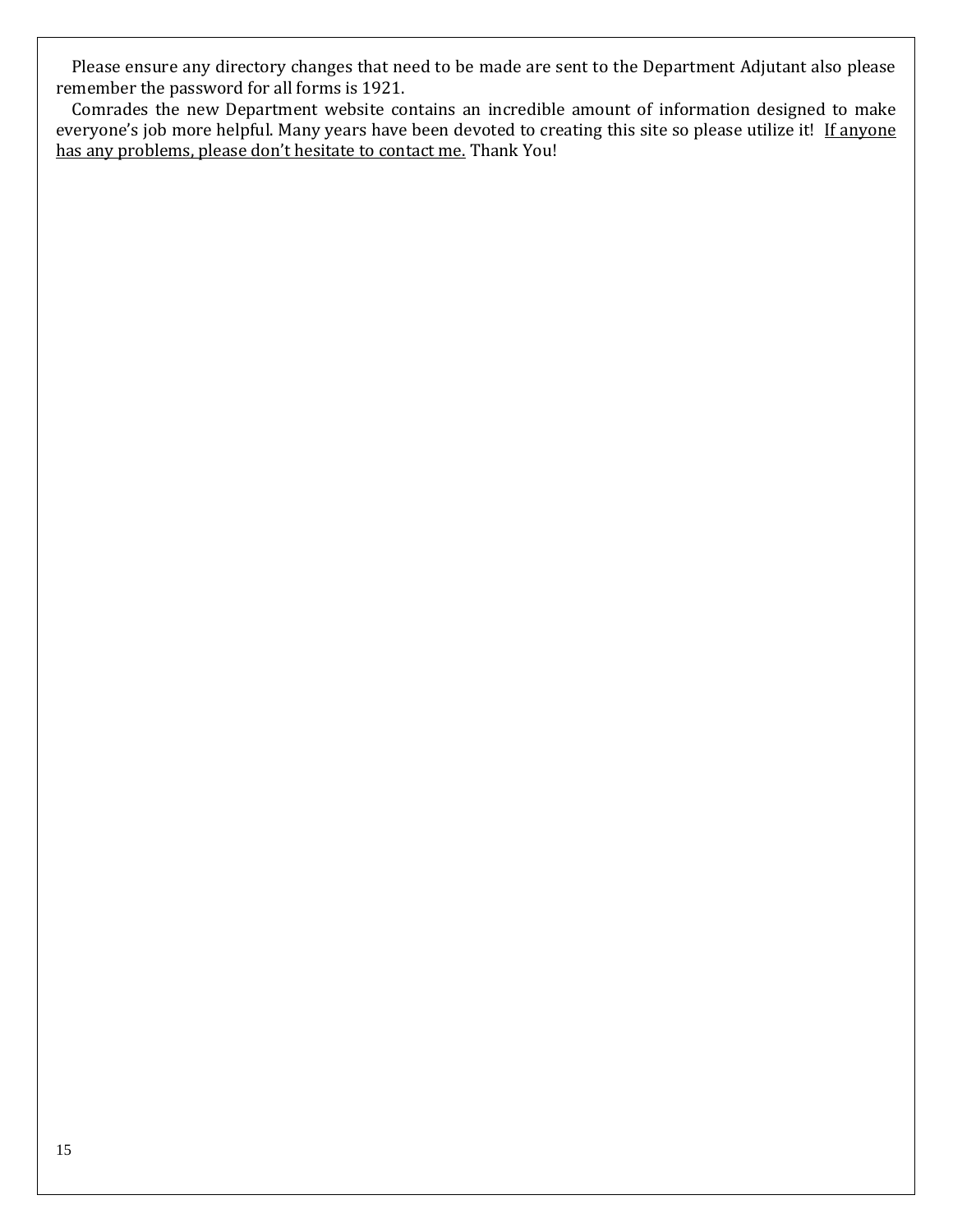Please ensure any directory changes that need to be made are sent to the Department Adjutant also please remember the password for all forms is 1921.

Comrades the new Department website contains an incredible amount of information designed to make everyone's job more helpful. Many years have been devoted to creating this site so please utilize it! <u>If anyone has any problems, please don't hesitate to contact me.</u> Thank You!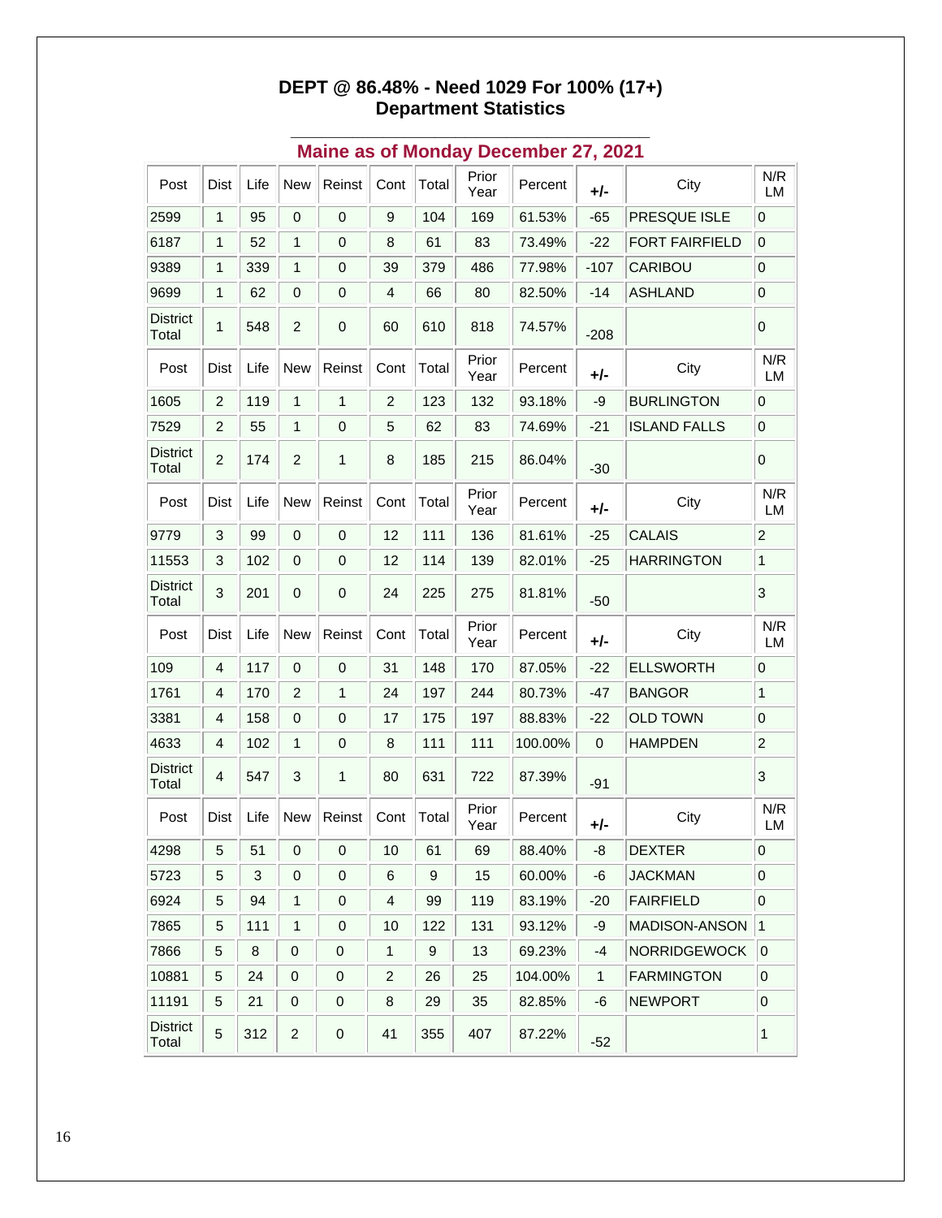**DEPT @ 86.48% - Need 1029 For 100% (17+)**
**Department Statistics**

## Maine as of Monday December 27, 2021

| Post | Dist | Life | New | Reinst | Cont | Total | Prior Year | Percent | +/- | City | N/R LM |
|---|---|---|---|---|---|---|---|---|---|---|---|
| 2599 | 1 | 95 | 0 | 0 | 9 | 104 | 169 | 61.53% | -65 | PRESQUE ISLE | 0 |
| 6187 | 1 | 52 | 1 | 0 | 8 | 61 | 83 | 73.49% | -22 | FORT FAIRFIELD | 0 |
| 9389 | 1 | 339 | 1 | 0 | 39 | 379 | 486 | 77.98% | -107 | CARIBOU | 0 |
| 9699 | 1 | 62 | 0 | 0 | 4 | 66 | 80 | 82.50% | -14 | ASHLAND | 0 |
| District Total | 1 | 548 | 2 | 0 | 60 | 610 | 818 | 74.57% | -208 | | 0 |
| Post | Dist | Life | New | Reinst | Cont | Total | Prior Year | Percent | +/- | City | N/R LM |
| 1605 | 2 | 119 | 1 | 1 | 2 | 123 | 132 | 93.18% | -9 | BURLINGTON | 0 |
| 7529 | 2 | 55 | 1 | 0 | 5 | 62 | 83 | 74.69% | -21 | ISLAND FALLS | 0 |
| District Total | 2 | 174 | 2 | 1 | 8 | 185 | 215 | 86.04% | -30 | | 0 |
| Post | Dist | Life | New | Reinst | Cont | Total | Prior Year | Percent | +/- | City | N/R LM |
| 9779 | 3 | 99 | 0 | 0 | 12 | 111 | 136 | 81.61% | -25 | CALAIS | 2 |
| 11553 | 3 | 102 | 0 | 0 | 12 | 114 | 139 | 82.01% | -25 | HARRINGTON | 1 |
| District Total | 3 | 201 | 0 | 0 | 24 | 225 | 275 | 81.81% | -50 | | 3 |
| Post | Dist | Life | New | Reinst | Cont | Total | Prior Year | Percent | +/- | City | N/R LM |
| 109 | 4 | 117 | 0 | 0 | 31 | 148 | 170 | 87.05% | -22 | ELLSWORTH | 0 |
| 1761 | 4 | 170 | 2 | 1 | 24 | 197 | 244 | 80.73% | -47 | BANGOR | 1 |
| 3381 | 4 | 158 | 0 | 0 | 17 | 175 | 197 | 88.83% | -22 | OLD TOWN | 0 |
| 4633 | 4 | 102 | 1 | 0 | 8 | 111 | 111 | 100.00% | 0 | HAMPDEN | 2 |
| District Total | 4 | 547 | 3 | 1 | 80 | 631 | 722 | 87.39% | -91 | | 3 |
| Post | Dist | Life | New | Reinst | Cont | Total | Prior Year | Percent | +/- | City | N/R LM |
| 4298 | 5 | 51 | 0 | 0 | 10 | 61 | 69 | 88.40% | -8 | DEXTER | 0 |
| 5723 | 5 | 3 | 0 | 0 | 6 | 9 | 15 | 60.00% | -6 | JACKMAN | 0 |
| 6924 | 5 | 94 | 1 | 0 | 4 | 99 | 119 | 83.19% | -20 | FAIRFIELD | 0 |
| 7865 | 5 | 111 | 1 | 0 | 10 | 122 | 131 | 93.12% | -9 | MADISON-ANSON | 1 |
| 7866 | 5 | 8 | 0 | 0 | 1 | 9 | 13 | 69.23% | -4 | NORRIDGEWOCK | 0 |
| 10881 | 5 | 24 | 0 | 0 | 2 | 26 | 25 | 104.00% | 1 | FARMINGTON | 0 |
| 11191 | 5 | 21 | 0 | 0 | 8 | 29 | 35 | 82.85% | -6 | NEWPORT | 0 |
| District Total | 5 | 312 | 2 | 0 | 41 | 355 | 407 | 87.22% | -52 | | 1 |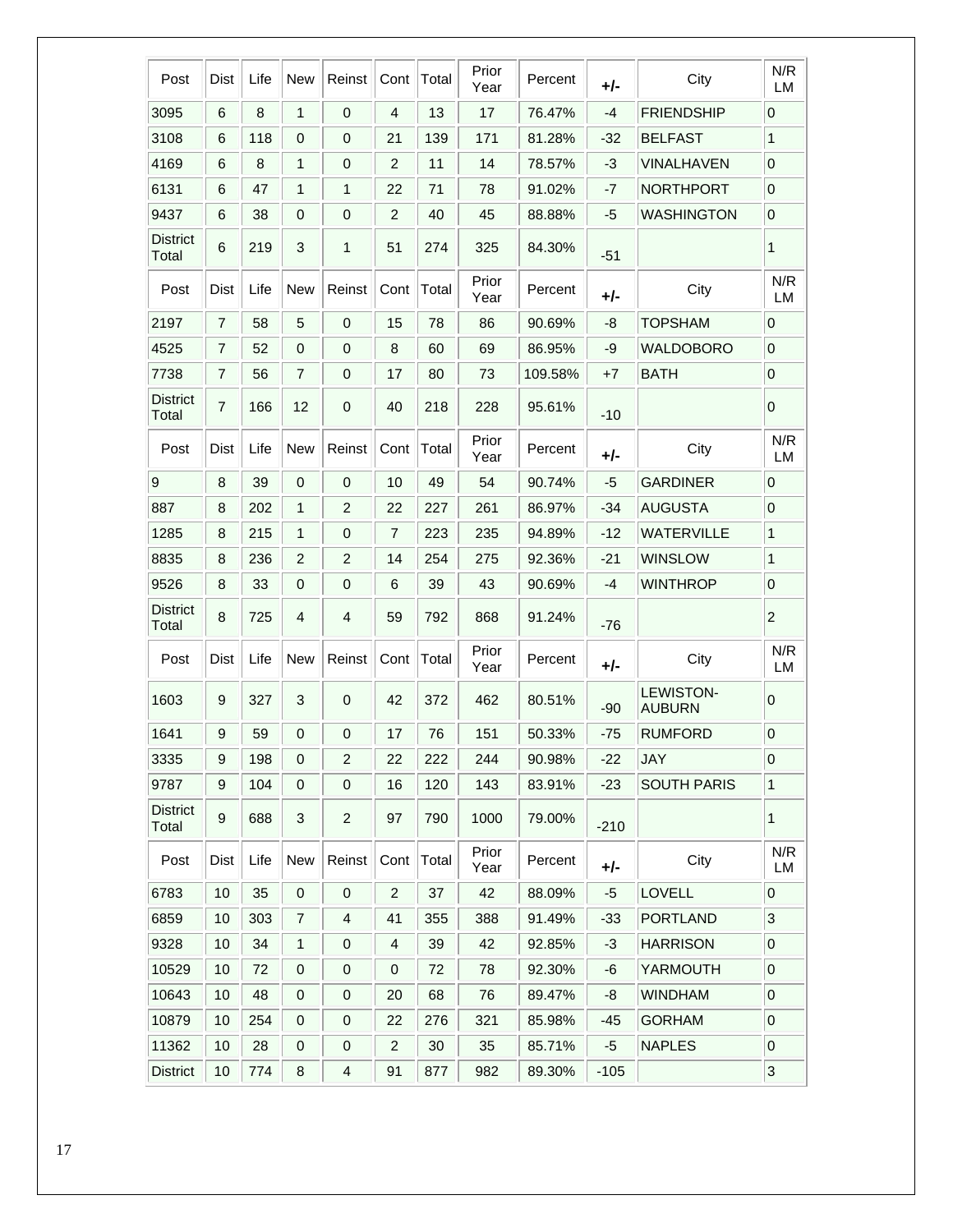| Post | Dist | Life | New | Reinst | Cont | Total | Prior Year | Percent | +/- | City | N/R LM |
|---|---|---|---|---|---|---|---|---|---|---|---|
| 3095 | 6 | 8 | 1 | 0 | 4 | 13 | 17 | 76.47% | -4 | FRIENDSHIP | 0 |
| 3108 | 6 | 118 | 0 | 0 | 21 | 139 | 171 | 81.28% | -32 | BELFAST | 1 |
| 4169 | 6 | 8 | 1 | 0 | 2 | 11 | 14 | 78.57% | -3 | VINALHAVEN | 0 |
| 6131 | 6 | 47 | 1 | 1 | 22 | 71 | 78 | 91.02% | -7 | NORTHPORT | 0 |
| 9437 | 6 | 38 | 0 | 0 | 2 | 40 | 45 | 88.88% | -5 | WASHINGTON | 0 |
| District Total | 6 | 219 | 3 | 1 | 51 | 274 | 325 | 84.30% | -51 | | 1 |
| Post | Dist | Life | New | Reinst | Cont | Total | Prior Year | Percent | +/- | City | N/R LM |
| 2197 | 7 | 58 | 5 | 0 | 15 | 78 | 86 | 90.69% | -8 | TOPSHAM | 0 |
| 4525 | 7 | 52 | 0 | 0 | 8 | 60 | 69 | 86.95% | -9 | WALDOBORO | 0 |
| 7738 | 7 | 56 | 7 | 0 | 17 | 80 | 73 | 109.58% | +7 | BATH | 0 |
| District Total | 7 | 166 | 12 | 0 | 40 | 218 | 228 | 95.61% | -10 | | 0 |
| Post | Dist | Life | New | Reinst | Cont | Total | Prior Year | Percent | +/- | City | N/R LM |
| 9 | 8 | 39 | 0 | 0 | 10 | 49 | 54 | 90.74% | -5 | GARDINER | 0 |
| 887 | 8 | 202 | 1 | 2 | 22 | 227 | 261 | 86.97% | -34 | AUGUSTA | 0 |
| 1285 | 8 | 215 | 1 | 0 | 7 | 223 | 235 | 94.89% | -12 | WATERVILLE | 1 |
| 8835 | 8 | 236 | 2 | 2 | 14 | 254 | 275 | 92.36% | -21 | WINSLOW | 1 |
| 9526 | 8 | 33 | 0 | 0 | 6 | 39 | 43 | 90.69% | -4 | WINTHROP | 0 |
| District Total | 8 | 725 | 4 | 4 | 59 | 792 | 868 | 91.24% | -76 | | 2 |
| Post | Dist | Life | New | Reinst | Cont | Total | Prior Year | Percent | +/- | City | N/R LM |
| 1603 | 9 | 327 | 3 | 0 | 42 | 372 | 462 | 80.51% | -90 | LEWISTON-AUBURN | 0 |
| 1641 | 9 | 59 | 0 | 0 | 17 | 76 | 151 | 50.33% | -75 | RUMFORD | 0 |
| 3335 | 9 | 198 | 0 | 2 | 22 | 222 | 244 | 90.98% | -22 | JAY | 0 |
| 9787 | 9 | 104 | 0 | 0 | 16 | 120 | 143 | 83.91% | -23 | SOUTH PARIS | 1 |
| District Total | 9 | 688 | 3 | 2 | 97 | 790 | 1000 | 79.00% | -210 | | 1 |
| Post | Dist | Life | New | Reinst | Cont | Total | Prior Year | Percent | +/- | City | N/R LM |
| 6783 | 10 | 35 | 0 | 0 | 2 | 37 | 42 | 88.09% | -5 | LOVELL | 0 |
| 6859 | 10 | 303 | 7 | 4 | 41 | 355 | 388 | 91.49% | -33 | PORTLAND | 3 |
| 9328 | 10 | 34 | 1 | 0 | 4 | 39 | 42 | 92.85% | -3 | HARRISON | 0 |
| 10529 | 10 | 72 | 0 | 0 | 0 | 72 | 78 | 92.30% | -6 | YARMOUTH | 0 |
| 10643 | 10 | 48 | 0 | 0 | 20 | 68 | 76 | 89.47% | -8 | WINDHAM | 0 |
| 10879 | 10 | 254 | 0 | 0 | 22 | 276 | 321 | 85.98% | -45 | GORHAM | 0 |
| 11362 | 10 | 28 | 0 | 0 | 2 | 30 | 35 | 85.71% | -5 | NAPLES | 0 |
| District | 10 | 774 | 8 | 4 | 91 | 877 | 982 | 89.30% | -105 | | 3 |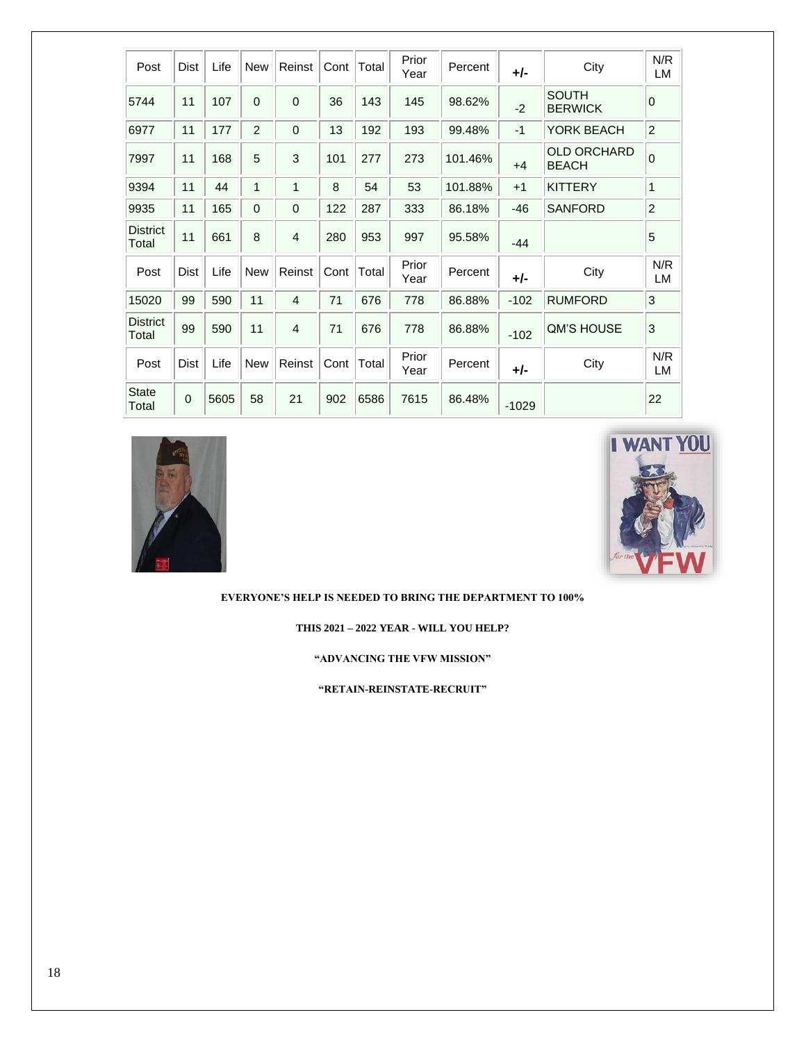| Post | Dist | Life | New | Reinst | Cont | Total | Prior Year | Percent | +/- | City | N/R LM |
|---|---|---|---|---|---|---|---|---|---|---|---|
| 5744 | 11 | 107 | 0 | 0 | 36 | 143 | 145 | 98.62% | -2 | SOUTH BERWICK | 0 |
| 6977 | 11 | 177 | 2 | 0 | 13 | 192 | 193 | 99.48% | -1 | YORK BEACH | 2 |
| 7997 | 11 | 168 | 5 | 3 | 101 | 277 | 273 | 101.46% | +4 | OLD ORCHARD BEACH | 0 |
| 9394 | 11 | 44 | 1 | 1 | 8 | 54 | 53 | 101.88% | +1 | KITTERY | 1 |
| 9935 | 11 | 165 | 0 | 0 | 122 | 287 | 333 | 86.18% | -46 | SANFORD | 2 |
| District Total | 11 | 661 | 8 | 4 | 280 | 953 | 997 | 95.58% | -44 | | 5 |
| Post | Dist | Life | New | Reinst | Cont | Total | Prior Year | Percent | +/- | City | N/R LM |
| 15020 | 99 | 590 | 11 | 4 | 71 | 676 | 778 | 86.88% | -102 | RUMFORD | 3 |
| District Total | 99 | 590 | 11 | 4 | 71 | 676 | 778 | 86.88% | -102 | QM'S HOUSE | 3 |
| Post | Dist | Life | New | Reinst | Cont | Total | Prior Year | Percent | +/- | City | N/R LM |
| State Total | 0 | 5605 | 58 | 21 | 902 | 6586 | 7615 | 86.48% | -1029 | | 22 |

**EVERYONE'S HELP IS NEEDED TO BRING THE DEPARTMENT TO 100%**

**THIS 2021 – 2022 YEAR - WILL YOU HELP?**

**"ADVANCING THE VFW MISSION"**

**"RETAIN-REINSTATE-RECRUIT"**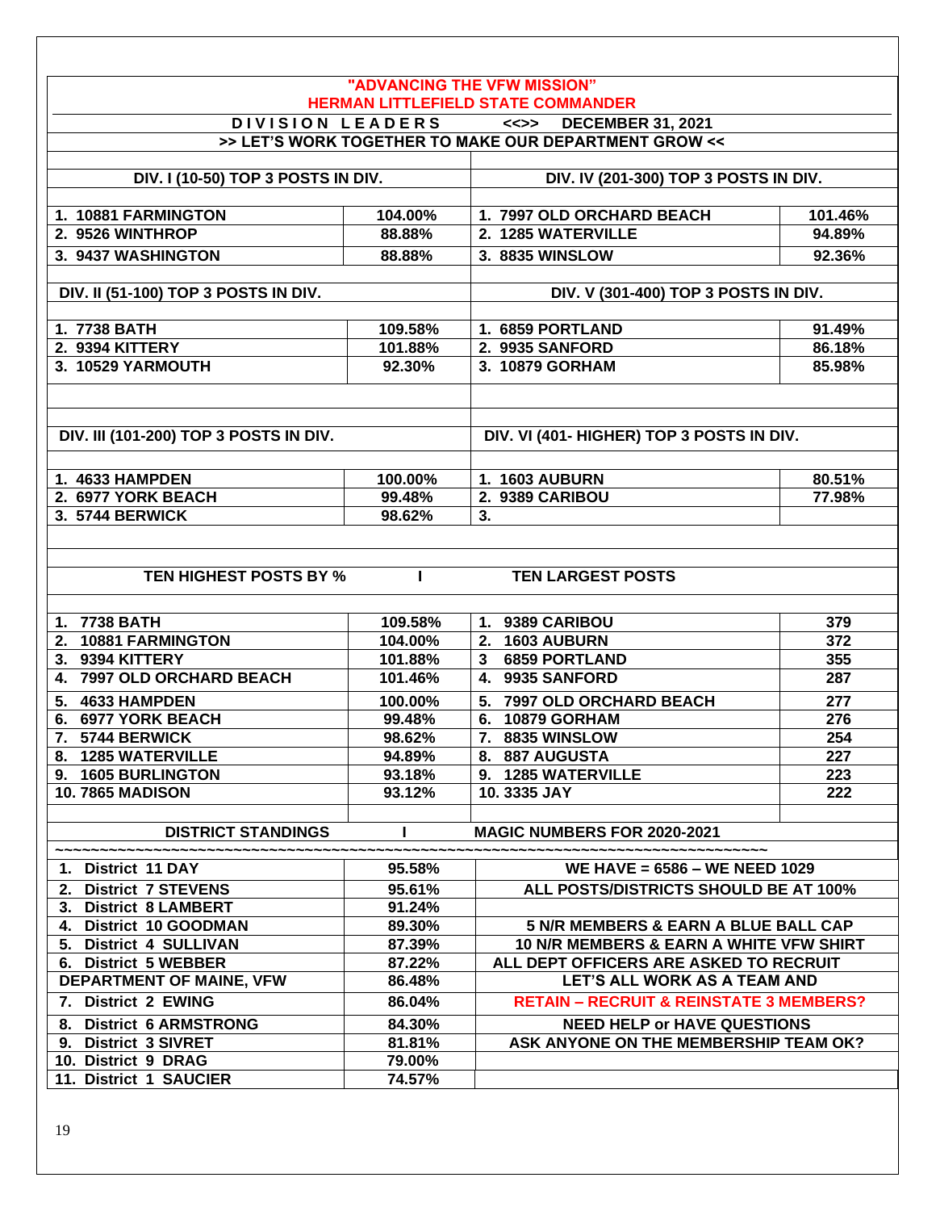## "ADVANCING THE VFW MISSION"
## HERMAN LITTLEFIELD STATE COMMANDER

**D I V I S I O N L E A D E R S <<>> DECEMBER 31, 2021**

**>> LET'S WORK TOGETHER TO MAKE OUR DEPARTMENT GROW <<**

| DIV. I (10-50) TOP 3 POSTS IN DIV. | | DIV. IV (201-300) TOP 3 POSTS IN DIV. | |
|---|---|---|---|
| 1. 10881 FARMINGTON | 104.00% | 1. 7997 OLD ORCHARD BEACH | 101.46% |
| 2. 9526 WINTHROP | 88.88% | 2. 1285 WATERVILLE | 94.89% |
| 3. 9437 WASHINGTON | 88.88% | 3. 8835 WINSLOW | 92.36% |

| DIV. II (51-100) TOP 3 POSTS IN DIV. | | DIV. V (301-400) TOP 3 POSTS IN DIV. | |
|---|---|---|---|
| 1. 7738 BATH | 109.58% | 1. 6859 PORTLAND | 91.49% |
| 2. 9394 KITTERY | 101.88% | 2. 9935 SANFORD | 86.18% |
| 3. 10529 YARMOUTH | 92.30% | 3. 10879 GORHAM | 85.98% |

| DIV. III (101-200) TOP 3 POSTS IN DIV. | | DIV. VI (401- HIGHER) TOP 3 POSTS IN DIV. | |
|---|---|---|---|
| 1. 4633 HAMPDEN | 100.00% | 1. 1603 AUBURN | 80.51% |
| 2. 6977 YORK BEACH | 99.48% | 2. 9389 CARIBOU | 77.98% |
| 3. 5744 BERWICK | 98.62% | 3. | |

| TEN HIGHEST POSTS BY % | | TEN LARGEST POSTS | |
|---|---|---|---|
| 1. 7738 BATH | 109.58% | 1. 9389 CARIBOU | 379 |
| 2. 10881 FARMINGTON | 104.00% | 2. 1603 AUBURN | 372 |
| 3. 9394 KITTERY | 101.88% | 3 6859 PORTLAND | 355 |
| 4. 7997 OLD ORCHARD BEACH | 101.46% | 4. 9935 SANFORD | 287 |
| 5. 4633 HAMPDEN | 100.00% | 5. 7997 OLD ORCHARD BEACH | 277 |
| 6. 6977 YORK BEACH | 99.48% | 6. 10879 GORHAM | 276 |
| 7. 5744 BERWICK | 98.62% | 7. 8835 WINSLOW | 254 |
| 8. 1285 WATERVILLE | 94.89% | 8. 887 AUGUSTA | 227 |
| 9. 1605 BURLINGTON | 93.18% | 9. 1285 WATERVILLE | 223 |
| 10. 7865 MADISON | 93.12% | 10. 3335 JAY | 222 |

| DISTRICT STANDINGS | | MAGIC NUMBERS FOR 2020-2021 |
|---|---|---|
| 1. District 11 DAY | 95.58% | WE HAVE = 6586 – WE NEED 1029 |
| 2. District 7 STEVENS | 95.61% | ALL POSTS/DISTRICTS SHOULD BE AT 100% |
| 3. District 8 LAMBERT | 91.24% | |
| 4. District 10 GOODMAN | 89.30% | 5 N/R MEMBERS & EARN A BLUE BALL CAP |
| 5. District 4 SULLIVAN | 87.39% | 10 N/R MEMBERS & EARN A WHITE VFW SHIRT |
| 6. District 5 WEBBER | 87.22% | ALL DEPT OFFICERS ARE ASKED TO RECRUIT |
| DEPARTMENT OF MAINE, VFW | 86.48% | LET'S ALL WORK AS A TEAM AND |
| 7. District 2 EWING | 86.04% | RETAIN – RECRUIT & REINSTATE 3 MEMBERS? |
| 8. District 6 ARMSTRONG | 84.30% | NEED HELP or HAVE QUESTIONS |
| 9. District 3 SIVRET | 81.81% | ASK ANYONE ON THE MEMBERSHIP TEAM OK? |
| 10. District 9 DRAG | 79.00% | |
| 11. District 1 SAUCIER | 74.57% | |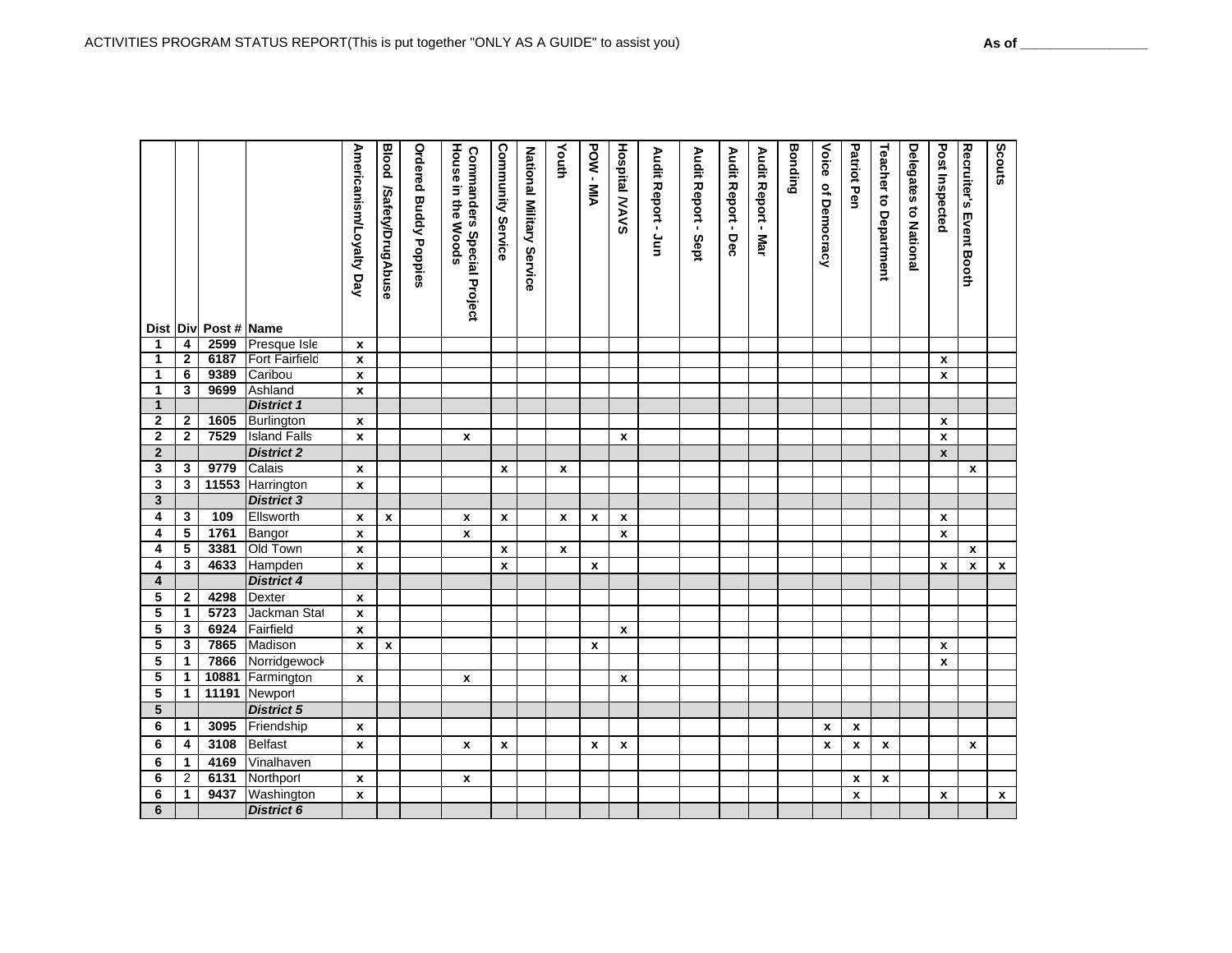ACTIVITIES PROGRAM STATUS REPORT(This is put together "ONLY AS A GUIDE" to assist you)

**As of** _________________

| Dist | Div | Post # | Name | Americanism/Loyalty Day | Blood /Safety/DrugAbuse | Ordered Buddy Poppies | Commanders Special Project House in the Woods | Community Service | National Military Service | Youth | POW - MIA | Hospital /VAVS | Audit Report - Jun | Audit Report - Sept | Audit Report - Dec | Audit Report - Mar | Bonding | Voice of Democracy | Patriot Pen | Teacher to Department | Delegates to National | Post Inspected | Recruiter's Event Booth | Scouts |
|---|---|---|---|---|---|---|---|---|---|---|---|---|---|---|---|---|---|---|---|---|---|---|---|---|
| 1 | 4 | 2599 | Presque Isle | x | | | | | | | | | | | | | | | | | | | | |
| 1 | 2 | 6187 | Fort Fairfield | x | | | | | | | | | | | | | | | | | | x | | |
| 1 | 6 | 9389 | Caribou | x | | | | | | | | | | | | | | | | | | x | | |
| 1 | 3 | 9699 | Ashland | x | | | | | | | | | | | | | | | | | | | | |
| 1 | | | *District 1* | | | | | | | | | | | | | | | | | | | | | |
| 2 | 2 | 1605 | Burlington | x | | | | | | | | | | | | | | | | | | x | | |
| 2 | 2 | 7529 | Island Falls | x | | | x | | | | | x | | | | | | | | | | x | | |
| 2 | | | *District 2* | | | | | | | | | | | | | | | | | | | x | | |
| 3 | 3 | 9779 | Calais | x | | | | x | | x | | | | | | | | | | | | | x | |
| 3 | 3 | 11553 | Harrington | x | | | | | | | | | | | | | | | | | | | | |
| 3 | | | *District 3* | | | | | | | | | | | | | | | | | | | | | |
| 4 | 3 | 109 | Ellsworth | x | x | | x | x | | x | x | x | | | | | | | | | | x | | |
| 4 | 5 | 1761 | Bangor | x | | | x | | | | | x | | | | | | | | | | x | | |
| 4 | 5 | 3381 | Old Town | x | | | | x | | x | | | | | | | | | | | | | x | |
| 4 | 3 | 4633 | Hampden | x | | | | x | | | x | | | | | | | | | | | x | x | x |
| 4 | | | *District 4* | | | | | | | | | | | | | | | | | | | | | |
| 5 | 2 | 4298 | Dexter | x | | | | | | | | | | | | | | | | | | | | |
| 5 | 1 | 5723 | Jackman Stat | x | | | | | | | | | | | | | | | | | | | | |
| 5 | 3 | 6924 | Fairfield | x | | | | | | | | x | | | | | | | | | | | | |
| 5 | 3 | 7865 | Madison | x | x | | | | | | x | | | | | | | | | | | x | | |
| 5 | 1 | 7866 | Norridgewock | | | | | | | | | | | | | | | | | | | x | | |
| 5 | 1 | 10881 | Farmington | x | | | x | | | | | x | | | | | | | | | | | | |
| 5 | 1 | 11191 | Newport | | | | | | | | | | | | | | | | | | | | | |
| 5 | | | *District 5* | | | | | | | | | | | | | | | | | | | | | |
| 6 | 1 | 3095 | Friendship | x | | | | | | | | | | | | | | x | x | | | | | |
| 6 | 4 | 3108 | Belfast | x | | | x | x | | | x | x | | | | | | x | x | x | | | x | |
| 6 | 1 | 4169 | Vinalhaven | | | | | | | | | | | | | | | | | | | | | |
| 6 | 2 | 6131 | Northport | x | | | x | | | | | | | | | | | | x | x | | | | |
| 6 | 1 | 9437 | Washington | x | | | | | | | | | | | | | | | x | | | x | | x |
| 6 | | | *District 6* | | | | | | | | | | | | | | | | | | | | | |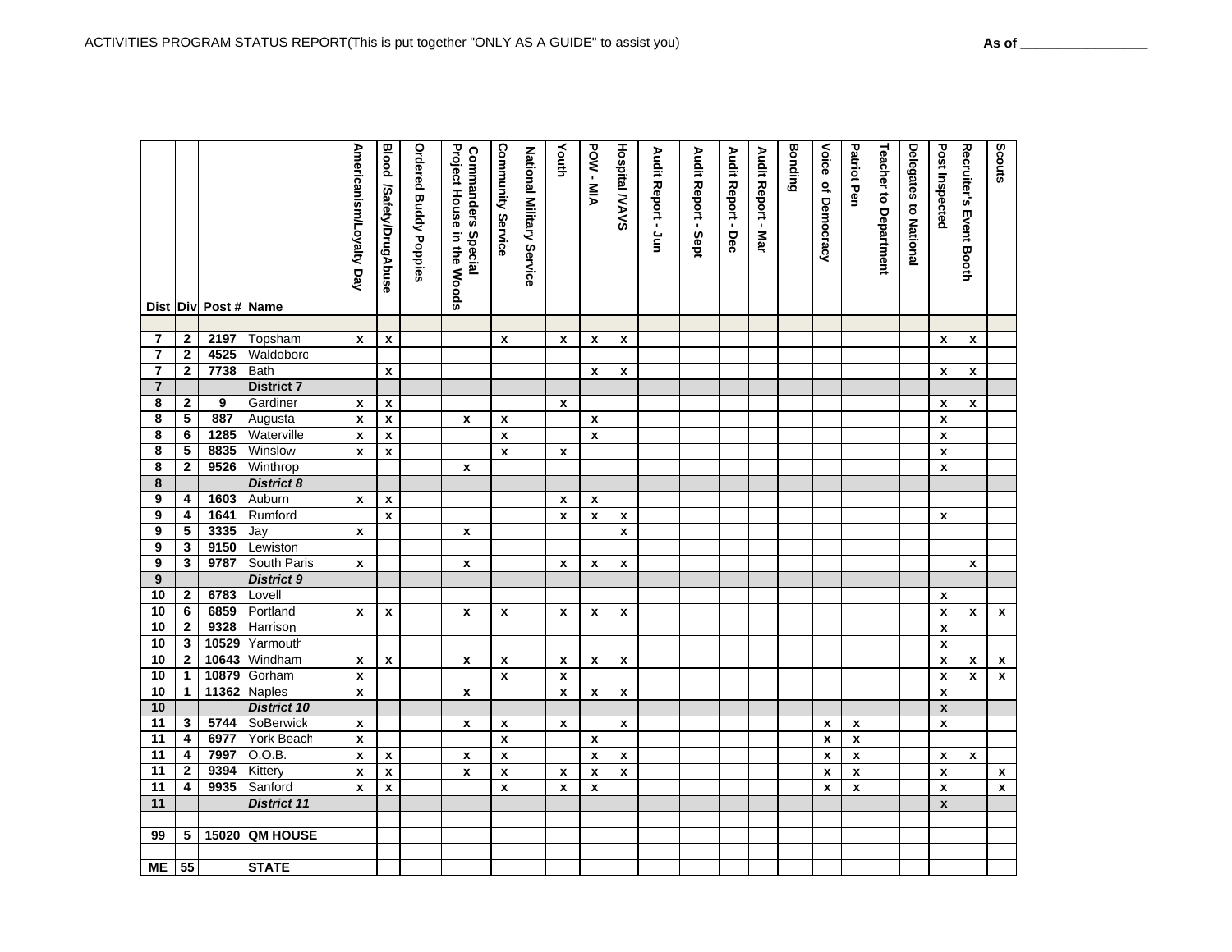ACTIVITIES PROGRAM STATUS REPORT(This is put together "ONLY AS A GUIDE" to assist you)

**As of** ________________

| Dist | Div | Post # | Name | Americanism/Loyalty Day | Blood /Safety/DrugAbuse | Ordered Buddy Poppies | Commanders Special Project House in the Woods | Community Service | National Military Service | Youth | POW - MIA | Hospital /VAVS | Audit Report - Jun | Audit Report - Sept | Audit Report - Dec | Audit Report - Mar | Bonding | Voice of Democracy | Patriot Pen | Teacher to Department | Delegates to National | Post Inspected | Recruiter's Event Booth | Scouts |
|---|---|---|---|---|---|---|---|---|---|---|---|---|---|---|---|---|---|---|---|---|---|---|---|---|
| 7 | 2 | 2197 | Topsham | x | x | | | x | | x | x | x | | | | | | | | | | x | x | |
| 7 | 2 | 4525 | Waldoboro | | | | | | | | | | | | | | | | | | | | | |
| 7 | 2 | 7738 | Bath | | x | | | | | | x | x | | | | | | | | | | x | x | |
| 7 | | | *District 7* | | | | | | | | | | | | | | | | | | | | | |
| 8 | 2 | 9 | Gardiner | x | x | | | | | x | | | | | | | | | | | | x | x | |
| 8 | 5 | 887 | Augusta | x | x | | x | x | | | x | | | | | | | | | | | x | | |
| 8 | 6 | 1285 | Waterville | x | x | | | x | | | x | | | | | | | | | | | x | | |
| 8 | 5 | 8835 | Winslow | x | x | | | x | | x | | | | | | | | | | | | x | | |
| 8 | 2 | 9526 | Winthrop | | | | x | | | | | | | | | | | | | | | x | | |
| 8 | | | *District 8* | | | | | | | | | | | | | | | | | | | | | |
| 9 | 4 | 1603 | Auburn | x | x | | | | | x | x | | | | | | | | | | | | | |
| 9 | 4 | 1641 | Rumford | | x | | | | | x | x | x | | | | | | | | | | x | | |
| 9 | 5 | 3335 | Jay | x | | | x | | | | | x | | | | | | | | | | | | |
| 9 | 3 | 9150 | Lewiston | | | | | | | | | | | | | | | | | | | | | |
| 9 | 3 | 9787 | South Paris | x | | | x | | | x | x | x | | | | | | | | | | | x | |
| 9 | | | *District 9* | | | | | | | | | | | | | | | | | | | | | |
| 10 | 2 | 6783 | Lovell | | | | | | | | | | | | | | | | | | | x | | |
| 10 | 6 | 6859 | Portland | x | x | | x | x | | x | x | x | | | | | | | | | | x | x | x |
| 10 | 2 | 9328 | Harrison | | | | | | | | | | | | | | | | | | | x | | |
| 10 | 3 | 10529 | Yarmouth | | | | | | | | | | | | | | | | | | | x | | |
| 10 | 2 | 10643 | Windham | x | x | | x | x | | x | x | x | | | | | | | | | | x | x | x |
| 10 | 1 | 10879 | Gorham | x | | | | x | | x | | | | | | | | | | | | x | x | x |
| 10 | 1 | 11362 | Naples | x | | | x | | | x | x | x | | | | | | | | | | x | | |
| 10 | | | *District 10* | | | | | | | | | | | | | | | | | | | x | | |
| 11 | 3 | 5744 | SoBerwick | x | | | x | x | | x | | x | | | | | | x | x | | | x | | |
| 11 | 4 | 6977 | York Beach | x | | | | x | | | x | | | | | | | x | x | | | | | |
| 11 | 4 | 7997 | O.O.B. | x | x | | x | x | | | x | x | | | | | | x | x | | | x | x | |
| 11 | 2 | 9394 | Kittery | x | x | | x | x | | x | x | x | | | | | | x | x | | | x | | x |
| 11 | 4 | 9935 | Sanford | x | x | | | x | | x | x | | | | | | | x | x | | | x | | x |
| 11 | | | *District 11* | | | | | | | | | | | | | | | | | | | x | | |
| | | | | | | | | | | | | | | | | | | | | | | | | |
| 99 | 5 | 15020 | QM HOUSE | | | | | | | | | | | | | | | | | | | | | |
| | | | | | | | | | | | | | | | | | | | | | | | | |
| ME | 55 | | STATE | | | | | | | | | | | | | | | | | | | | | |